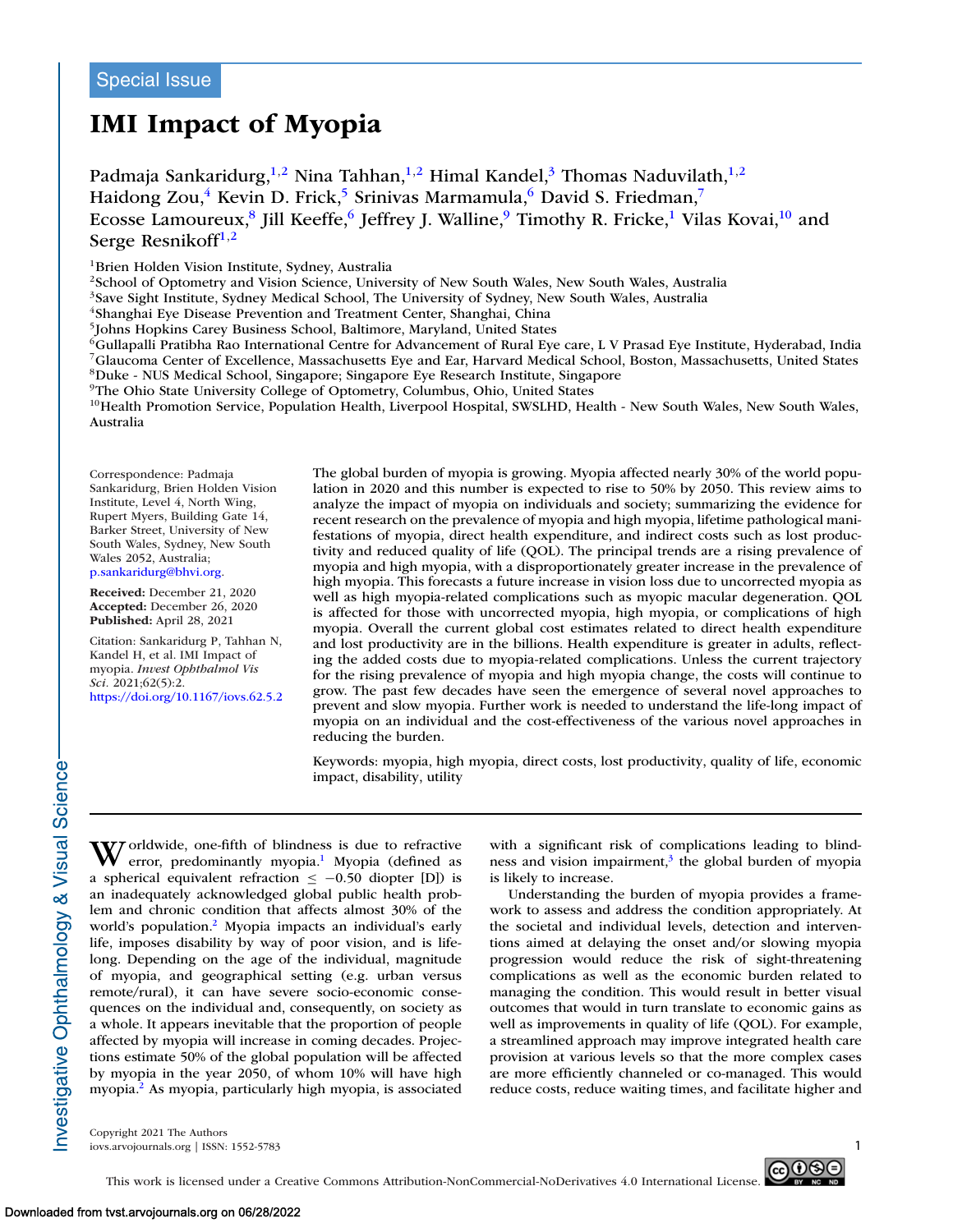Special Issue

# IMI Impact of Myopia

Padmaja Sankaridurg,[1,2] Nina Tahhan,[1,2] Himal Kandel,[3] Thomas Naduvilath,[1,2] Haidong Zou,[4] Kevin D. Frick,[5] Srinivas Marmamula,[6] David S. Friedman,[7] Ecosse Lamoureux,[8] Jill Keeffe,[6] Jeffrey J. Walline,[9] Timothy R. Fricke,[1] Vilas Kovai,[10] and Serge Resnikoff[1,2]

[1]Brien Holden Vision Institute, Sydney, Australia
[2]School of Optometry and Vision Science, University of New South Wales, New South Wales, Australia
[3]Save Sight Institute, Sydney Medical School, The University of Sydney, New South Wales, Australia
[4]Shanghai Eye Disease Prevention and Treatment Center, Shanghai, China
[5]Johns Hopkins Carey Business School, Baltimore, Maryland, United States
[6]Gullapalli Pratibha Rao International Centre for Advancement of Rural Eye care, L V Prasad Eye Institute, Hyderabad, India
[7]Glaucoma Center of Excellence, Massachusetts Eye and Ear, Harvard Medical School, Boston, Massachusetts, United States
[8]Duke - NUS Medical School, Singapore; Singapore Eye Research Institute, Singapore
[9]The Ohio State University College of Optometry, Columbus, Ohio, United States
[10]Health Promotion Service, Population Health, Liverpool Hospital, SWSLHD, Health - New South Wales, New South Wales, Australia

Correspondence: Padmaja Sankaridurg, Brien Holden Vision Institute, Level 4, North Wing, Rupert Myers, Building Gate 14, Barker Street, University of New South Wales, Sydney, New South Wales 2052, Australia; p.sankaridurg@bhvi.org.

**Received:** December 21, 2020
**Accepted:** December 26, 2020
**Published:** April 28, 2021

Citation: Sankaridurg P, Tahhan N, Kandel H, et al. IMI Impact of myopia. *Invest Ophthalmol Vis Sci.* 2021;62(5):2. https://doi.org/10.1167/iovs.62.5.2

The global burden of myopia is growing. Myopia affected nearly 30% of the world population in 2020 and this number is expected to rise to 50% by 2050. This review aims to analyze the impact of myopia on individuals and society; summarizing the evidence for recent research on the prevalence of myopia and high myopia, lifetime pathological manifestations of myopia, direct health expenditure, and indirect costs such as lost productivity and reduced quality of life (QOL). The principal trends are a rising prevalence of myopia and high myopia, with a disproportionately greater increase in the prevalence of high myopia. This forecasts a future increase in vision loss due to uncorrected myopia as well as high myopia-related complications such as myopic macular degeneration. QOL is affected for those with uncorrected myopia, high myopia, or complications of high myopia. Overall the current global cost estimates related to direct health expenditure and lost productivity are in the billions. Health expenditure is greater in adults, reflecting the added costs due to myopia-related complications. Unless the current trajectory for the rising prevalence of myopia and high myopia change, the costs will continue to grow. The past few decades have seen the emergence of several novel approaches to prevent and slow myopia. Further work is needed to understand the life-long impact of myopia on an individual and the cost-effectiveness of the various novel approaches in reducing the burden.

Keywords: myopia, high myopia, direct costs, lost productivity, quality of life, economic impact, disability, utility

Worldwide, one-fifth of blindness is due to refractive error, predominantly myopia.[1] Myopia (defined as a spherical equivalent refraction ≤ −0.50 diopter [D]) is an inadequately acknowledged global public health problem and chronic condition that affects almost 30% of the world's population.[2] Myopia impacts an individual's early life, imposes disability by way of poor vision, and is lifelong. Depending on the age of the individual, magnitude of myopia, and geographical setting (e.g. urban versus remote/rural), it can have severe socio-economic consequences on the individual and, consequently, on society as a whole. It appears inevitable that the proportion of people affected by myopia will increase in coming decades. Projections estimate 50% of the global population will be affected by myopia in the year 2050, of whom 10% will have high myopia.[2] As myopia, particularly high myopia, is associated with a significant risk of complications leading to blindness and vision impairment,[3] the global burden of myopia is likely to increase.

Understanding the burden of myopia provides a framework to assess and address the condition appropriately. At the societal and individual levels, detection and interventions aimed at delaying the onset and/or slowing myopia progression would reduce the risk of sight-threatening complications as well as the economic burden related to managing the condition. This would result in better visual outcomes that would in turn translate to economic gains as well as improvements in quality of life (QOL). For example, a streamlined approach may improve integrated health care provision at various levels so that the more complex cases are more efficiently channeled or co-managed. This would reduce costs, reduce waiting times, and facilitate higher and

Copyright 2021 The Authors
iovs.arvojournals.org | ISSN: 1552-5783

This work is licensed under a Creative Commons Attribution-NonCommercial-NoDerivatives 4.0 International License.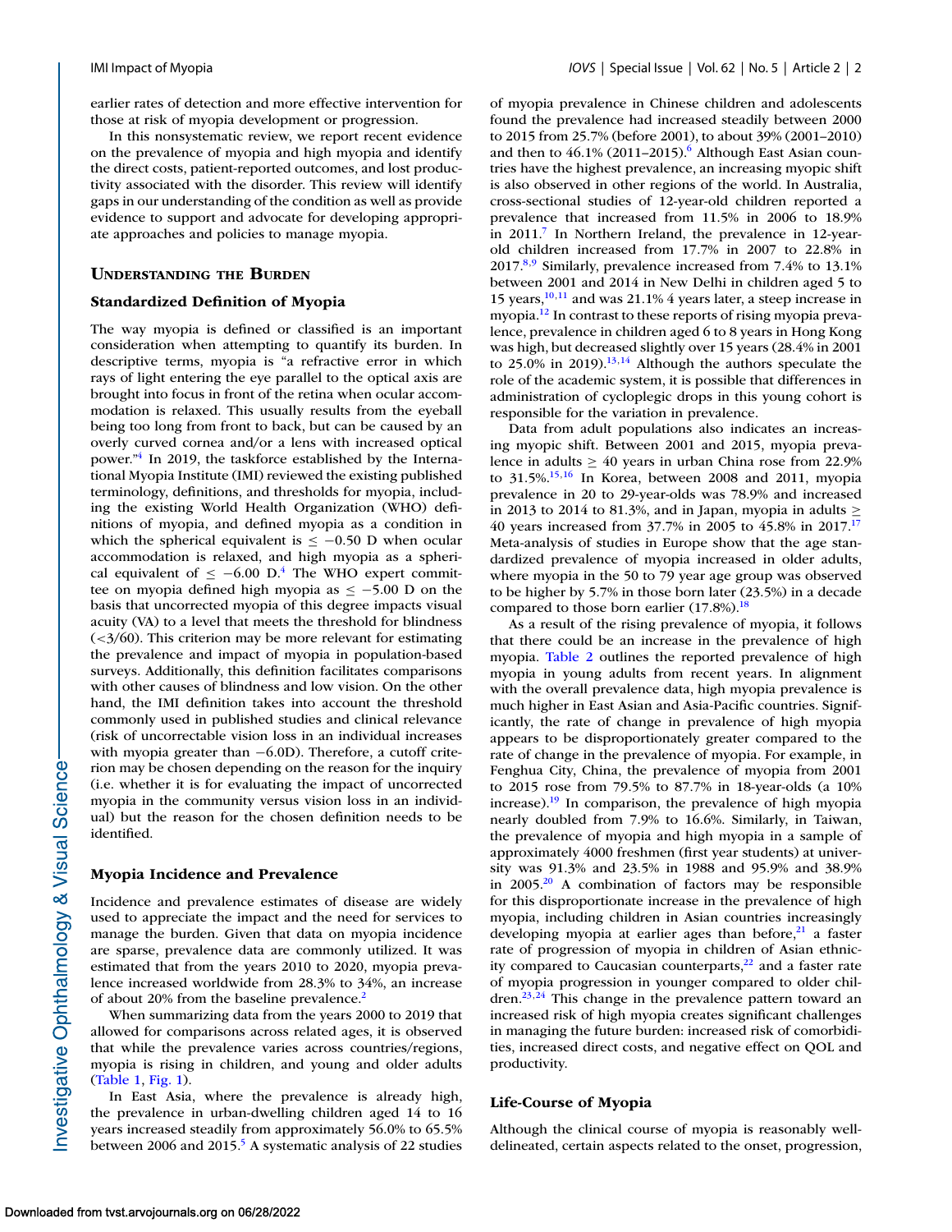earlier rates of detection and more effective intervention for those at risk of myopia development or progression.

In this nonsystematic review, we report recent evidence on the prevalence of myopia and high myopia and identify the direct costs, patient-reported outcomes, and lost productivity associated with the disorder. This review will identify gaps in our understanding of the condition as well as provide evidence to support and advocate for developing appropriate approaches and policies to manage myopia.

## Understanding the Burden

### Standardized Definition of Myopia

The way myopia is defined or classified is an important consideration when attempting to quantify its burden. In descriptive terms, myopia is "a refractive error in which rays of light entering the eye parallel to the optical axis are brought into focus in front of the retina when ocular accommodation is relaxed. This usually results from the eyeball being too long from front to back, but can be caused by an overly curved cornea and/or a lens with increased optical power."[4] In 2019, the taskforce established by the International Myopia Institute (IMI) reviewed the existing published terminology, definitions, and thresholds for myopia, including the existing World Health Organization (WHO) definitions of myopia, and defined myopia as a condition in which the spherical equivalent is $\leq -0.50$ D when ocular accommodation is relaxed, and high myopia as a spherical equivalent of $\leq -6.00$ D.[4] The WHO expert committee on myopia defined high myopia as $\leq -5.00$ D on the basis that uncorrected myopia of this degree impacts visual acuity (VA) to a level that meets the threshold for blindness (<3/60). This criterion may be more relevant for estimating the prevalence and impact of myopia in population-based surveys. Additionally, this definition facilitates comparisons with other causes of blindness and low vision. On the other hand, the IMI definition takes into account the threshold commonly used in published studies and clinical relevance (risk of uncorrectable vision loss in an individual increases with myopia greater than −6.0D). Therefore, a cutoff criterion may be chosen depending on the reason for the inquiry (i.e. whether it is for evaluating the impact of uncorrected myopia in the community versus vision loss in an individual) but the reason for the chosen definition needs to be identified.

### Myopia Incidence and Prevalence

Incidence and prevalence estimates of disease are widely used to appreciate the impact and the need for services to manage the burden. Given that data on myopia incidence are sparse, prevalence data are commonly utilized. It was estimated that from the years 2010 to 2020, myopia prevalence increased worldwide from 28.3% to 34%, an increase of about 20% from the baseline prevalence.[2]

When summarizing data from the years 2000 to 2019 that allowed for comparisons across related ages, it is observed that while the prevalence varies across countries/regions, myopia is rising in children, and young and older adults (Table 1, Fig. 1).

In East Asia, where the prevalence is already high, the prevalence in urban-dwelling children aged 14 to 16 years increased steadily from approximately 56.0% to 65.5% between 2006 and 2015.[5] A systematic analysis of 22 studies of myopia prevalence in Chinese children and adolescents found the prevalence had increased steadily between 2000 to 2015 from 25.7% (before 2001), to about 39% (2001–2010) and then to 46.1% (2011–2015).[6] Although East Asian countries have the highest prevalence, an increasing myopic shift is also observed in other regions of the world. In Australia, cross-sectional studies of 12-year-old children reported a prevalence that increased from 11.5% in 2006 to 18.9% in 2011.[7] In Northern Ireland, the prevalence in 12-year-old children increased from 17.7% in 2007 to 22.8% in 2017.[8,9] Similarly, prevalence increased from 7.4% to 13.1% between 2001 and 2014 in New Delhi in children aged 5 to 15 years,[10,11] and was 21.1% 4 years later, a steep increase in myopia.[12] In contrast to these reports of rising myopia prevalence, prevalence in children aged 6 to 8 years in Hong Kong was high, but decreased slightly over 15 years (28.4% in 2001 to 25.0% in 2019).[13,14] Although the authors speculate the role of the academic system, it is possible that differences in administration of cycloplegic drops in this young cohort is responsible for the variation in prevalence.

Data from adult populations also indicates an increasing myopic shift. Between 2001 and 2015, myopia prevalence in adults $\geq$ 40 years in urban China rose from 22.9% to 31.5%.[15,16] In Korea, between 2008 and 2011, myopia prevalence in 20 to 29-year-olds was 78.9% and increased in 2013 to 2014 to 81.3%, and in Japan, myopia in adults $\geq$ 40 years increased from 37.7% in 2005 to 45.8% in 2017.[17] Meta-analysis of studies in Europe show that the age standardized prevalence of myopia increased in older adults, where myopia in the 50 to 79 year age group was observed to be higher by 5.7% in those born later (23.5%) in a decade compared to those born earlier (17.8%).[18]

As a result of the rising prevalence of myopia, it follows that there could be an increase in the prevalence of high myopia. Table 2 outlines the reported prevalence of high myopia in young adults from recent years. In alignment with the overall prevalence data, high myopia prevalence is much higher in East Asian and Asia-Pacific countries. Significantly, the rate of change in prevalence of high myopia appears to be disproportionately greater compared to the rate of change in the prevalence of myopia. For example, in Fenghua City, China, the prevalence of myopia from 2001 to 2015 rose from 79.5% to 87.7% in 18-year-olds (a 10% increase).[19] In comparison, the prevalence of high myopia nearly doubled from 7.9% to 16.6%. Similarly, in Taiwan, the prevalence of myopia and high myopia in a sample of approximately 4000 freshmen (first year students) at university was 91.3% and 23.5% in 1988 and 95.9% and 38.9% in 2005.[20] A combination of factors may be responsible for this disproportionate increase in the prevalence of high myopia, including children in Asian countries increasingly developing myopia at earlier ages than before,[21] a faster rate of progression of myopia in children of Asian ethnicity compared to Caucasian counterparts,[22] and a faster rate of myopia progression in younger compared to older children.[23,24] This change in the prevalence pattern toward an increased risk of high myopia creates significant challenges in managing the future burden: increased risk of comorbidities, increased direct costs, and negative effect on QOL and productivity.

### Life-Course of Myopia

Although the clinical course of myopia is reasonably well-delineated, certain aspects related to the onset, progression,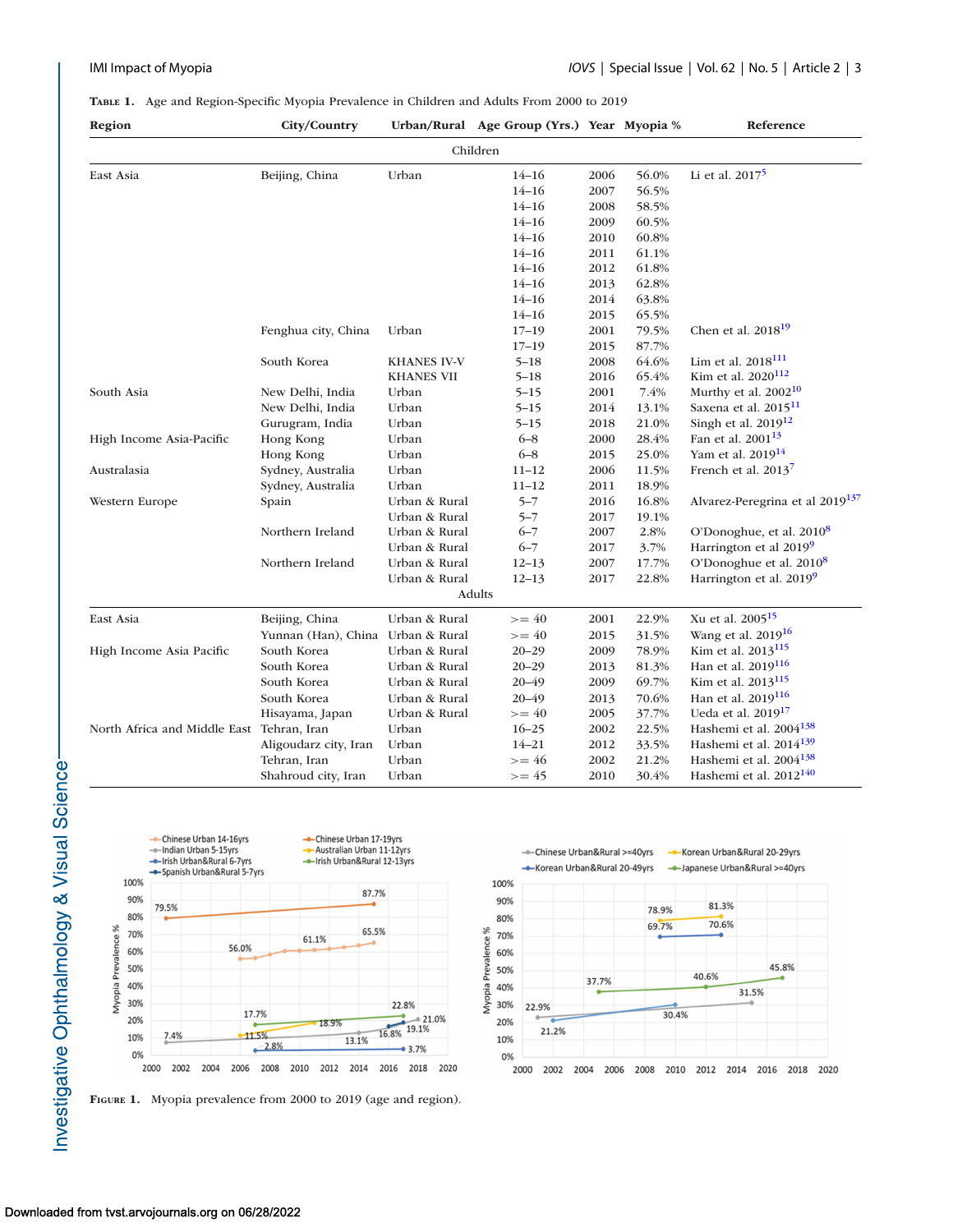**Table 1.** Age and Region-Specific Myopia Prevalence in Children and Adults From 2000 to 2019

| Region | City/Country | Urban/Rural | Age Group (Yrs.) | Year | Myopia % | Reference |
|---|---|---|---|---|---|---|
| | | | **Children** | | | |
| East Asia | Beijing, China | Urban | 14–16 | 2006 | 56.0% | Li et al. 2017[5] |
| | | | 14–16 | 2007 | 56.5% | |
| | | | 14–16 | 2008 | 58.5% | |
| | | | 14–16 | 2009 | 60.5% | |
| | | | 14–16 | 2010 | 60.8% | |
| | | | 14–16 | 2011 | 61.1% | |
| | | | 14–16 | 2012 | 61.8% | |
| | | | 14–16 | 2013 | 62.8% | |
| | | | 14–16 | 2014 | 63.8% | |
| | | | 14–16 | 2015 | 65.5% | |
| | Fenghua city, China | Urban | 17–19 | 2001 | 79.5% | Chen et al. 2018[19] |
| | | | 17–19 | 2015 | 87.7% | |
| | South Korea | KHANES IV-V | 5–18 | 2008 | 64.6% | Lim et al. 2018[111] |
| | | KHANES VII | 5–18 | 2016 | 65.4% | Kim et al. 2020[112] |
| South Asia | New Delhi, India | Urban | 5–15 | 2001 | 7.4% | Murthy et al. 2002[10] |
| | New Delhi, India | Urban | 5–15 | 2014 | 13.1% | Saxena et al. 2015[11] |
| | Gurugram, India | Urban | 5–15 | 2018 | 21.0% | Singh et al. 2019[12] |
| High Income Asia-Pacific | Hong Kong | Urban | 6–8 | 2000 | 28.4% | Fan et al. 2001[13] |
| | Hong Kong | Urban | 6–8 | 2015 | 25.0% | Yam et al. 2019[14] |
| Australasia | Sydney, Australia | Urban | 11–12 | 2006 | 11.5% | French et al. 2013[7] |
| | Sydney, Australia | Urban | 11–12 | 2011 | 18.9% | |
| Western Europe | Spain | Urban & Rural | 5–7 | 2016 | 16.8% | Alvarez-Peregrina et al 2019[137] |
| | | Urban & Rural | 5–7 | 2017 | 19.1% | |
| | Northern Ireland | Urban & Rural | 6–7 | 2007 | 2.8% | O'Donoghue, et al. 2010[8] |
| | | Urban & Rural | 6–7 | 2017 | 3.7% | Harrington et al 2019[9] |
| | Northern Ireland | Urban & Rural | 12–13 | 2007 | 17.7% | O'Donoghue et al. 2010[8] |
| | | Urban & Rural | 12–13 | 2017 | 22.8% | Harrington et al. 2019[9] |
| | | | **Adults** | | | |
| East Asia | Beijing, China | Urban & Rural | >= 40 | 2001 | 22.9% | Xu et al. 2005[15] |
| | Yunnan (Han), China | Urban & Rural | >= 40 | 2015 | 31.5% | Wang et al. 2019[16] |
| High Income Asia Pacific | South Korea | Urban & Rural | 20–29 | 2009 | 78.9% | Kim et al. 2013[115] |
| | South Korea | Urban & Rural | 20–29 | 2013 | 81.3% | Han et al. 2019[116] |
| | South Korea | Urban & Rural | 20–49 | 2009 | 69.7% | Kim et al. 2013[115] |
| | South Korea | Urban & Rural | 20–49 | 2013 | 70.6% | Han et al. 2019[116] |
| | Hisayama, Japan | Urban & Rural | >= 40 | 2005 | 37.7% | Ueda et al. 2019[17] |
| North Africa and Middle East | Tehran, Iran | Urban | 16–25 | 2002 | 22.5% | Hashemi et al. 2004[138] |
| | Aligoudarz city, Iran | Urban | 14–21 | 2012 | 33.5% | Hashemi et al. 2014[139] |
| | Tehran, Iran | Urban | >= 46 | 2002 | 21.2% | Hashemi et al. 2004[138] |
| | Shahroud city, Iran | Urban | >= 45 | 2010 | 30.4% | Hashemi et al. 2012[140] |

**Figure 1.** Myopia prevalence from 2000 to 2019 (age and region).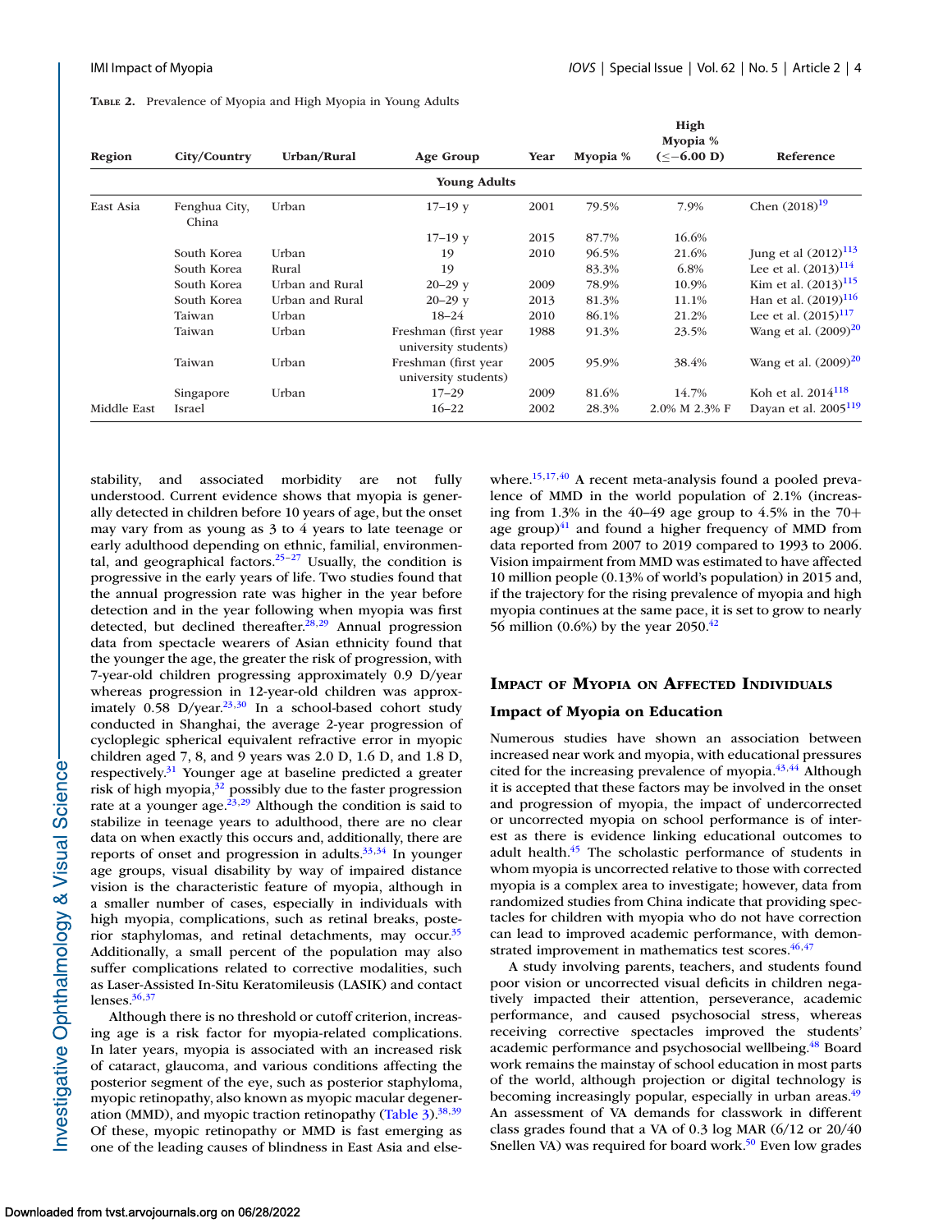**Table 2.** Prevalence of Myopia and High Myopia in Young Adults

| Region | City/Country | Urban/Rural | Age Group | Year | Myopia % | High Myopia % (≤−6.00 D) | Reference |
|---|---|---|---|---|---|---|---|
| | | | **Young Adults** | | | | |
| East Asia | Fenghua City, China | Urban | 17–19 y | 2001 | 79.5% | 7.9% | Chen (2018)[19] |
| | | | 17–19 y | 2015 | 87.7% | 16.6% | |
| | South Korea | Urban | 19 | 2010 | 96.5% | 21.6% | Jung et al (2012)[113] |
| | South Korea | Rural | 19 | | 83.3% | 6.8% | Lee et al. (2013)[114] |
| | South Korea | Urban and Rural | 20–29 y | 2009 | 78.9% | 10.9% | Kim et al. (2013)[115] |
| | South Korea | Urban and Rural | 20–29 y | 2013 | 81.3% | 11.1% | Han et al. (2019)[116] |
| | Taiwan | Urban | 18–24 | 2010 | 86.1% | 21.2% | Lee et al. (2015)[117] |
| | Taiwan | Urban | Freshman (first year university students) | 1988 | 91.3% | 23.5% | Wang et al. (2009)[20] |
| | Taiwan | Urban | Freshman (first year university students) | 2005 | 95.9% | 38.4% | Wang et al. (2009)[20] |
| | Singapore | Urban | 17–29 | 2009 | 81.6% | 14.7% | Koh et al. 2014[118] |
| Middle East | Israel | | 16–22 | 2002 | 28.3% | 2.0% M 2.3% F | Dayan et al. 2005[119] |

stability, and associated morbidity are not fully understood. Current evidence shows that myopia is generally detected in children before 10 years of age, but the onset may vary from as young as 3 to 4 years to late teenage or early adulthood depending on ethnic, familial, environmental, and geographical factors.[25–27] Usually, the condition is progressive in the early years of life. Two studies found that the annual progression rate was higher in the year before detection and in the year following when myopia was first detected, but declined thereafter.[28,29] Annual progression data from spectacle wearers of Asian ethnicity found that the younger the age, the greater the risk of progression, with 7-year-old children progressing approximately 0.9 D/year whereas progression in 12-year-old children was approximately 0.58 D/year.[23,30] In a school-based cohort study conducted in Shanghai, the average 2-year progression of cycloplegic spherical equivalent refractive error in myopic children aged 7, 8, and 9 years was 2.0 D, 1.6 D, and 1.8 D, respectively.[31] Younger age at baseline predicted a greater risk of high myopia,[32] possibly due to the faster progression rate at a younger age.[23,29] Although the condition is said to stabilize in teenage years to adulthood, there are no clear data on when exactly this occurs and, additionally, there are reports of onset and progression in adults.[33,34] In younger age groups, visual disability by way of impaired distance vision is the characteristic feature of myopia, although in a smaller number of cases, especially in individuals with high myopia, complications, such as retinal breaks, posterior staphylomas, and retinal detachments, may occur.[35] Additionally, a small percent of the population may also suffer complications related to corrective modalities, such as Laser-Assisted In-Situ Keratomileusis (LASIK) and contact lenses.[36,37]

Although there is no threshold or cutoff criterion, increasing age is a risk factor for myopia-related complications. In later years, myopia is associated with an increased risk of cataract, glaucoma, and various conditions affecting the posterior segment of the eye, such as posterior staphyloma, myopic retinopathy, also known as myopic macular degeneration (MMD), and myopic traction retinopathy (Table 3).[38,39] Of these, myopic retinopathy or MMD is fast emerging as one of the leading causes of blindness in East Asia and elsewhere.[15,17,40] A recent meta-analysis found a pooled prevalence of MMD in the world population of 2.1% (increasing from 1.3% in the 40–49 age group to 4.5% in the 70+ age group)[41] and found a higher frequency of MMD from data reported from 2007 to 2019 compared to 1993 to 2006. Vision impairment from MMD was estimated to have affected 10 million people (0.13% of world's population) in 2015 and, if the trajectory for the rising prevalence of myopia and high myopia continues at the same pace, it is set to grow to nearly 56 million (0.6%) by the year 2050.[42]

## Impact of Myopia on Affected Individuals

### Impact of Myopia on Education

Numerous studies have shown an association between increased near work and myopia, with educational pressures cited for the increasing prevalence of myopia.[43,44] Although it is accepted that these factors may be involved in the onset and progression of myopia, the impact of undercorrected or uncorrected myopia on school performance is of interest as there is evidence linking educational outcomes to adult health.[45] The scholastic performance of students in whom myopia is uncorrected relative to those with corrected myopia is a complex area to investigate; however, data from randomized studies from China indicate that providing spectacles for children with myopia who do not have correction can lead to improved academic performance, with demonstrated improvement in mathematics test scores.[46,47]

A study involving parents, teachers, and students found poor vision or uncorrected visual deficits in children negatively impacted their attention, perseverance, academic performance, and caused psychosocial stress, whereas receiving corrective spectacles improved the students' academic performance and psychosocial wellbeing.[48] Board work remains the mainstay of school education in most parts of the world, although projection or digital technology is becoming increasingly popular, especially in urban areas.[49] An assessment of VA demands for classwork in different class grades found that a VA of 0.3 log MAR (6/12 or 20/40 Snellen VA) was required for board work.[50] Even low grades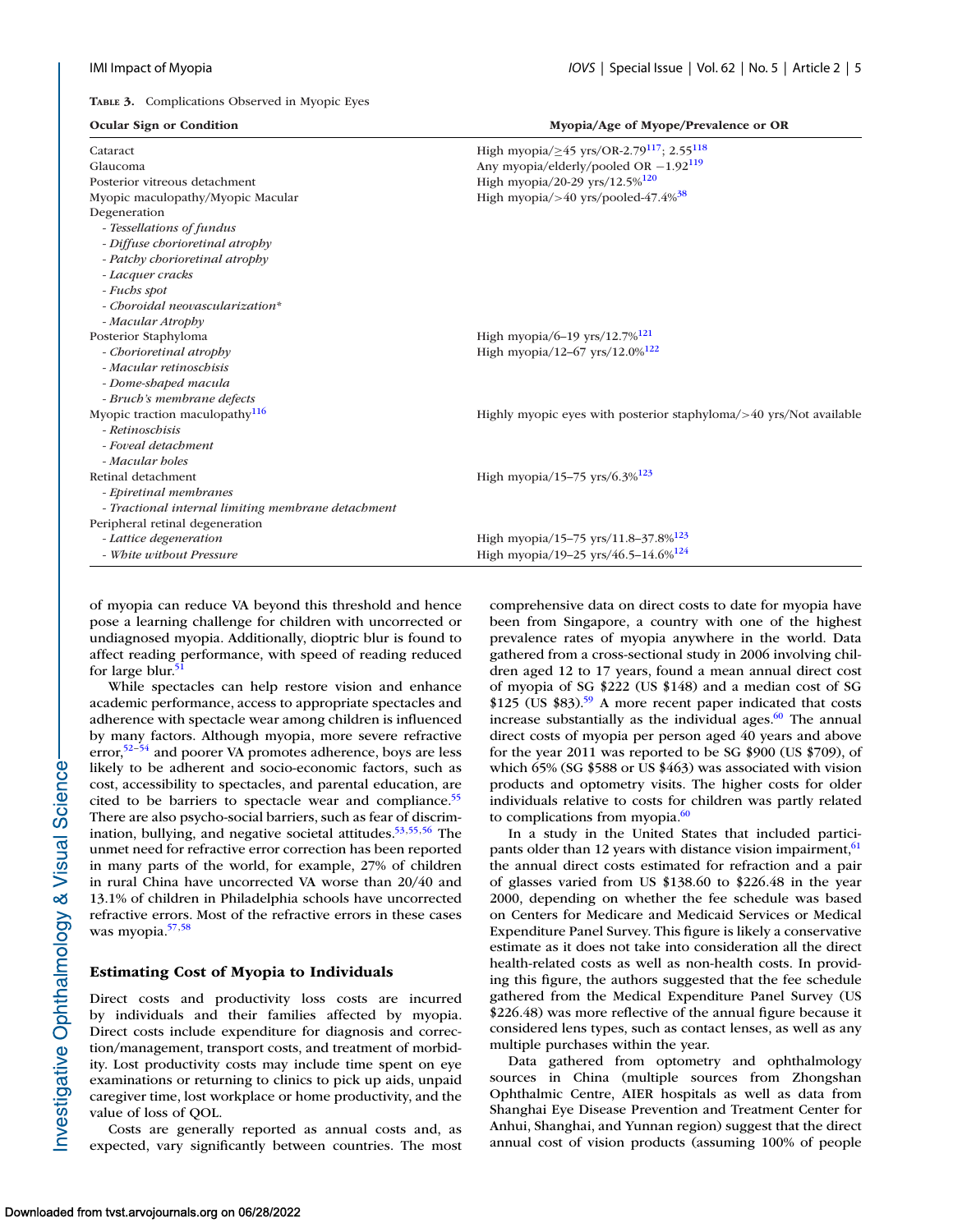**Table 3.** Complications Observed in Myopic Eyes

| Ocular Sign or Condition | Myopia/Age of Myope/Prevalence or OR |
|---|---|
| Cataract | High myopia/≥45 yrs/OR-2.79[117]; 2.55[118] |
| Glaucoma | Any myopia/elderly/pooled OR −1.92[119] |
| Posterior vitreous detachment | High myopia/20-29 yrs/12.5%[120] |
| Myopic maculopathy/Myopic Macular Degeneration | High myopia/>40 yrs/pooled-47.4%[38] |
| *- Tessellations of fundus* | |
| *- Diffuse chorioretinal atrophy* | |
| *- Patchy chorioretinal atrophy* | |
| *- Lacquer cracks* | |
| *- Fuchs spot* | |
| *- Choroidal neovascularization** | |
| *- Macular Atrophy* | |
| Posterior Staphyloma | High myopia/6–19 yrs/12.7%[121] |
| *- Chorioretinal atrophy* | High myopia/12–67 yrs/12.0%[122] |
| *- Macular retinoschisis* | |
| *- Dome-shaped macula* | |
| *- Bruch's membrane defects* | |
| Myopic traction maculopathy[116] | Highly myopic eyes with posterior staphyloma/>40 yrs/Not available |
| *- Retinoschisis* | |
| *- Foveal detachment* | |
| *- Macular holes* | |
| Retinal detachment | High myopia/15–75 yrs/6.3%[123] |
| *- Epiretinal membranes* | |
| *- Tractional internal limiting membrane detachment* | |
| Peripheral retinal degeneration | |
| *- Lattice degeneration* | High myopia/15–75 yrs/11.8–37.8%[123] |
| *- White without Pressure* | High myopia/19–25 yrs/46.5–14.6%[124] |

of myopia can reduce VA beyond this threshold and hence pose a learning challenge for children with uncorrected or undiagnosed myopia. Additionally, dioptric blur is found to affect reading performance, with speed of reading reduced for large blur.[51]

While spectacles can help restore vision and enhance academic performance, access to appropriate spectacles and adherence with spectacle wear among children is influenced by many factors. Although myopia, more severe refractive error,[52–54] and poorer VA promotes adherence, boys are less likely to be adherent and socio-economic factors, such as cost, accessibility to spectacles, and parental education, are cited to be barriers to spectacle wear and compliance.[55] There are also psycho-social barriers, such as fear of discrimination, bullying, and negative societal attitudes.[53,55,56] The unmet need for refractive error correction has been reported in many parts of the world, for example, 27% of children in rural China have uncorrected VA worse than 20/40 and 13.1% of children in Philadelphia schools have uncorrected refractive errors. Most of the refractive errors in these cases was myopia.[57,58]

## Estimating Cost of Myopia to Individuals

Direct costs and productivity loss costs are incurred by individuals and their families affected by myopia. Direct costs include expenditure for diagnosis and correction/management, transport costs, and treatment of morbidity. Lost productivity costs may include time spent on eye examinations or returning to clinics to pick up aids, unpaid caregiver time, lost workplace or home productivity, and the value of loss of QOL.

Costs are generally reported as annual costs and, as expected, vary significantly between countries. The most comprehensive data on direct costs to date for myopia have been from Singapore, a country with one of the highest prevalence rates of myopia anywhere in the world. Data gathered from a cross-sectional study in 2006 involving children aged 12 to 17 years, found a mean annual direct cost of myopia of SG $222 (US $148) and a median cost of SG $125 (US $83).[59] A more recent paper indicated that costs increase substantially as the individual ages.[60] The annual direct costs of myopia per person aged 40 years and above for the year 2011 was reported to be SG $900 (US $709), of which 65% (SG $588 or US $463) was associated with vision products and optometry visits. The higher costs for older individuals relative to costs for children was partly related to complications from myopia.[60]

In a study in the United States that included participants older than 12 years with distance vision impairment,[61] the annual direct costs estimated for refraction and a pair of glasses varied from US $138.60 to $226.48 in the year 2000, depending on whether the fee schedule was based on Centers for Medicare and Medicaid Services or Medical Expenditure Panel Survey. This figure is likely a conservative estimate as it does not take into consideration all the direct health-related costs as well as non-health costs. In providing this figure, the authors suggested that the fee schedule gathered from the Medical Expenditure Panel Survey (US $226.48) was more reflective of the annual figure because it considered lens types, such as contact lenses, as well as any multiple purchases within the year.

Data gathered from optometry and ophthalmology sources in China (multiple sources from Zhongshan Ophthalmic Centre, AIER hospitals as well as data from Shanghai Eye Disease Prevention and Treatment Center for Anhui, Shanghai, and Yunnan region) suggest that the direct annual cost of vision products (assuming 100% of people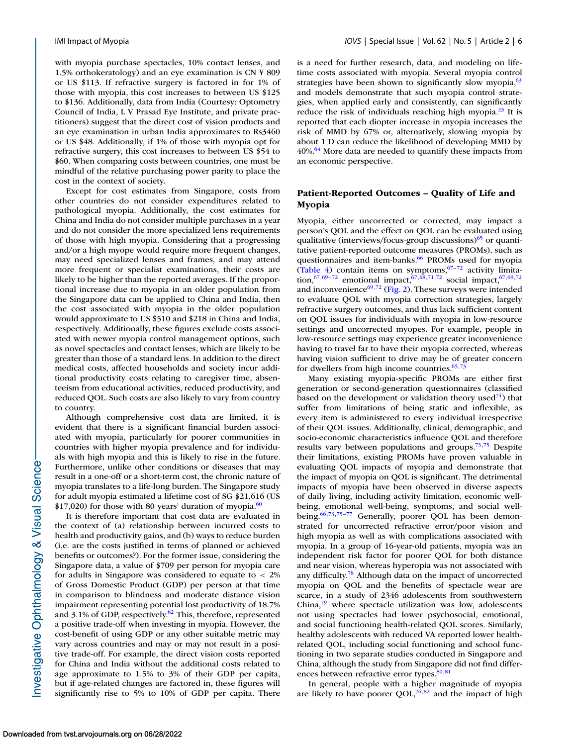with myopia purchase spectacles, 10% contact lenses, and 1.5% orthokeratology) and an eye examination is CN ¥ 809 or US $113. If refractive surgery is factored in for 1% of those with myopia, this cost increases to between US $125 to $136. Additionally, data from India (Courtesy: Optometry Council of India, L V Prasad Eye Institute, and private practitioners) suggest that the direct cost of vision products and an eye examination in urban India approximates to Rs3460 or US $48. Additionally, if 1% of those with myopia opt for refractive surgery, this cost increases to between US $54 to $60. When comparing costs between countries, one must be mindful of the relative purchasing power parity to place the cost in the context of society.

Except for cost estimates from Singapore, costs from other countries do not consider expenditures related to pathological myopia. Additionally, the cost estimates for China and India do not consider multiple purchases in a year and do not consider the more specialized lens requirements of those with high myopia. Considering that a progressing and/or a high myope would require more frequent changes, may need specialized lenses and frames, and may attend more frequent or specialist examinations, their costs are likely to be higher than the reported averages. If the proportional increase due to myopia in an older population from the Singapore data can be applied to China and India, then the cost associated with myopia in the older population would approximate to US $510 and $218 in China and India, respectively. Additionally, these figures exclude costs associated with newer myopia control management options, such as novel spectacles and contact lenses, which are likely to be greater than those of a standard lens. In addition to the direct medical costs, affected households and society incur additional productivity costs relating to caregiver time, absenteeism from educational activities, reduced productivity, and reduced QOL. Such costs are also likely to vary from country to country.

Although comprehensive cost data are limited, it is evident that there is a significant financial burden associated with myopia, particularly for poorer communities in countries with higher myopia prevalence and for individuals with high myopia and this is likely to rise in the future. Furthermore, unlike other conditions or diseases that may result in a one-off or a short-term cost, the chronic nature of myopia translates to a life-long burden. The Singapore study for adult myopia estimated a lifetime cost of SG $21,616 (US $17,020) for those with 80 years' duration of myopia.[60]

It is therefore important that cost data are evaluated in the context of (a) relationship between incurred costs to health and productivity gains, and (b) ways to reduce burden (i.e. are the costs justified in terms of planned or achieved benefits or outcomes?). For the former issue, considering the Singapore data, a value of $709 per person for myopia care for adults in Singapore was considered to equate to < 2% of Gross Domestic Product (GDP) per person at that time in comparison to blindness and moderate distance vision impairment representing potential lost productivity of 18.7% and 3.1% of GDP, respectively.[62] This, therefore, represented a positive trade-off when investing in myopia. However, the cost-benefit of using GDP or any other suitable metric may vary across countries and may or may not result in a positive trade-off. For example, the direct vision costs reported for China and India without the additional costs related to age approximate to 1.5% to 3% of their GDP per capita, but if age-related changes are factored in, these figures will significantly rise to 5% to 10% of GDP per capita. There is a need for further research, data, and modeling on lifetime costs associated with myopia. Several myopia control strategies have been shown to significantly slow myopia,[63] and models demonstrate that such myopia control strategies, when applied early and consistently, can significantly reduce the risk of individuals reaching high myopia.[23] It is reported that each diopter increase in myopia increases the risk of MMD by 67% or, alternatively, slowing myopia by about 1 D can reduce the likelihood of developing MMD by 40%.[64] More data are needed to quantify these impacts from an economic perspective.

## Patient-Reported Outcomes – Quality of Life and Myopia

Myopia, either uncorrected or corrected, may impact a person's QOL and the effect on QOL can be evaluated using qualitative (interviews/focus-group discussions)[65] or quantitative patient-reported outcome measures (PROMs), such as questionnaires and item-banks.[66] PROMs used for myopia (Table 4) contain items on symptoms,[67–72] activity limitation,[67,69–72] emotional impact,[67,68,71,72] social impact,[67,69,72] and inconvenience[69,72] (Fig. 2). These surveys were intended to evaluate QOL with myopia correction strategies, largely refractive surgery outcomes, and thus lack sufficient content on QOL issues for individuals with myopia in low-resource settings and uncorrected myopes. For example, people in low-resource settings may experience greater inconvenience having to travel far to have their myopia corrected, whereas having vision sufficient to drive may be of greater concern for dwellers from high income countries.[65,73]

Many existing myopia-specific PROMs are either first generation or second-generation questionnaires (classified based on the development or validation theory used[74]) that suffer from limitations of being static and inflexible, as every item is administered to every individual irrespective of their QOL issues. Additionally, clinical, demographic, and socio-economic characteristics influence QOL and therefore results vary between populations and groups.[73,75] Despite their limitations, existing PROMs have proven valuable in evaluating QOL impacts of myopia and demonstrate that the impact of myopia on QOL is significant. The detrimental impacts of myopia have been observed in diverse aspects of daily living, including activity limitation, economic well-being, emotional well-being, symptoms, and social well-being.[66,73,75–77] Generally, poorer QOL has been demonstrated for uncorrected refractive error/poor vision and high myopia as well as with complications associated with myopia. In a group of 16-year-old patients, myopia was an independent risk factor for poorer QOL for both distance and near vision, whereas hyperopia was not associated with any difficulty.[78] Although data on the impact of uncorrected myopia on QOL and the benefits of spectacle wear are scarce, in a study of 2346 adolescents from southwestern China,[79] where spectacle utilization was low, adolescents not using spectacles had lower psychosocial, emotional, and social functioning health-related QOL scores. Similarly, healthy adolescents with reduced VA reported lower health-related QOL, including social functioning and school functioning in two separate studies conducted in Singapore and China, although the study from Singapore did not find differences between refractive error types.[80,81]

In general, people with a higher magnitude of myopia are likely to have poorer QOL,[76,82] and the impact of high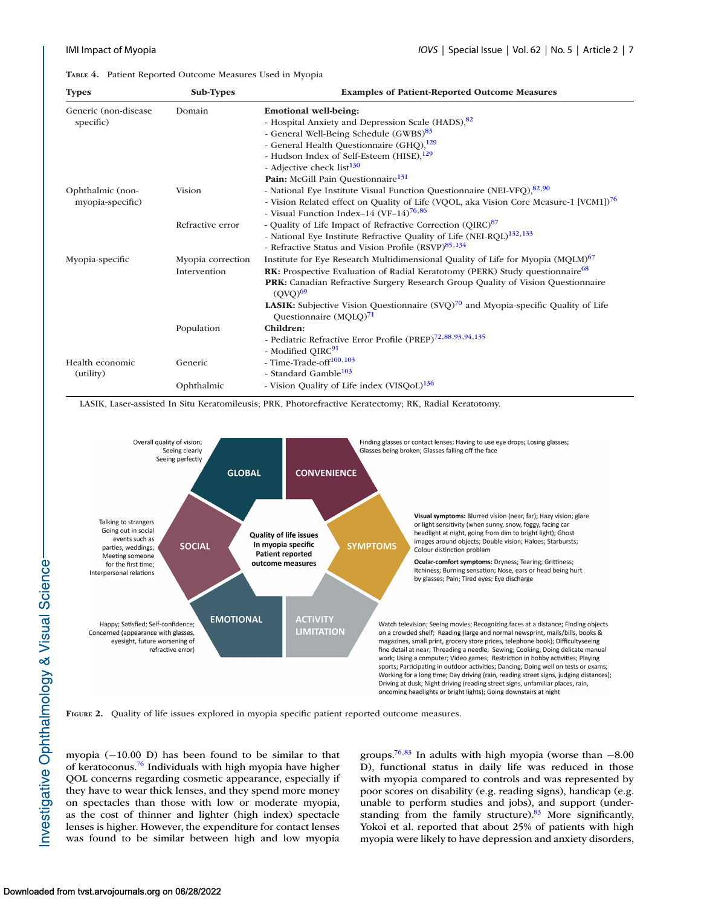**Table 4.** Patient Reported Outcome Measures Used in Myopia

| Types | Sub-Types | Examples of Patient-Reported Outcome Measures |
|---|---|---|
| Generic (non-disease specific) | Domain | **Emotional well-being:**<br>- Hospital Anxiety and Depression Scale (HADS),[82]<br>- General Well-Being Schedule (GWBS)[83]<br>- General Health Questionnaire (GHQ),[129]<br>- Hudson Index of Self-Esteem (HISE),[129]<br>- Adjective check list[130]<br>**Pain:** McGill Pain Questionnaire[131] |
| Ophthalmic (non-myopia-specific) | Vision | - National Eye Institute Visual Function Questionnaire (NEI-VFQ),[82,90]<br>- Vision Related effect on Quality of Life (VQOL, aka Vision Core Measure-1 [VCM1])[76]<br>- Visual Function Index–14 (VF–14)[76,86] |
| | Refractive error | - Quality of Life Impact of Refractive Correction (QIRC)[87]<br>- National Eye Institute Refractive Quality of Life (NEI-RQL)[132,133]<br>- Refractive Status and Vision Profile (RSVP)[85,134] |
| Myopia-specific | Myopia correction | Institute for Eye Research Multidimensional Quality of Life for Myopia (MQLM)[67] |
| | Intervention | **RK:** Prospective Evaluation of Radial Keratotomy (PERK) Study questionnaire[68]<br>**PRK:** Canadian Refractive Surgery Research Group Quality of Vision Questionnaire (QVQ)[69]<br>**LASIK:** Subjective Vision Questionnaire (SVQ)[70] and Myopia-specific Quality of Life Questionnaire (MQLQ)[71] |
| | Population | **Children:**<br>- Pediatric Refractive Error Profile (PREP)[72,88,93,94,135]<br>- Modified QIRC[91] |
| Health economic (utility) | Generic | - Time-Trade-off[100,103]<br>- Standard Gamble[103] |
| | Ophthalmic | - Vision Quality of Life index (VISQoL)[136] |

LASIK, Laser-assisted In Situ Keratomileusis; PRK, Photorefractive Keratectomy; RK, Radial Keratotomy.

**Figure 2.** Quality of life issues explored in myopia specific patient reported outcome measures.

myopia (−10.00 D) has been found to be similar to that of keratoconus.[76] Individuals with high myopia have higher QOL concerns regarding cosmetic appearance, especially if they have to wear thick lenses, and they spend more money on spectacles than those with low or moderate myopia, as the cost of thinner and lighter (high index) spectacle lenses is higher. However, the expenditure for contact lenses was found to be similar between high and low myopia groups.[76,83] In adults with high myopia (worse than −8.00 D), functional status in daily life was reduced in those with myopia compared to controls and was represented by poor scores on disability (e.g. reading signs), handicap (e.g. unable to perform studies and jobs), and support (understanding from the family structure).[83] More significantly, Yokoi et al. reported that about 25% of patients with high myopia were likely to have depression and anxiety disorders,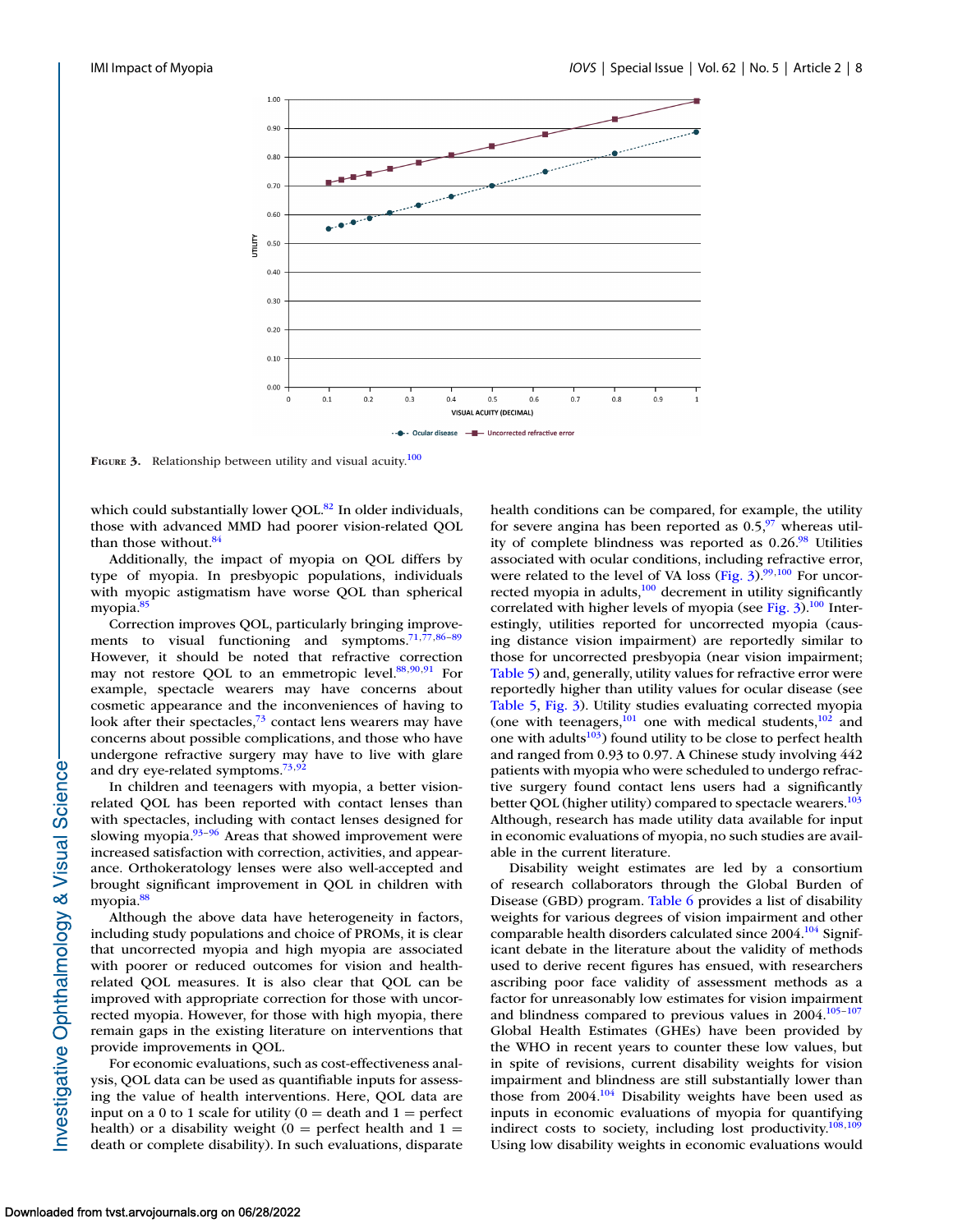**Figure 3.** Relationship between utility and visual acuity.[100]

which could substantially lower QOL.[82] In older individuals, those with advanced MMD had poorer vision-related QOL than those without.[84]

Additionally, the impact of myopia on QOL differs by type of myopia. In presbyopic populations, individuals with myopic astigmatism have worse QOL than spherical myopia.[85]

Correction improves QOL, particularly bringing improvements to visual functioning and symptoms.[71,77,86–89] However, it should be noted that refractive correction may not restore QOL to an emmetropic level.[88,90,91] For example, spectacle wearers may have concerns about cosmetic appearance and the inconveniences of having to look after their spectacles,[73] contact lens wearers may have concerns about possible complications, and those who have undergone refractive surgery may have to live with glare and dry eye-related symptoms.[73,92]

In children and teenagers with myopia, a better vision-related QOL has been reported with contact lenses than with spectacles, including with contact lenses designed for slowing myopia.[93–96] Areas that showed improvement were increased satisfaction with correction, activities, and appearance. Orthokeratology lenses were also well-accepted and brought significant improvement in QOL in children with myopia.[88]

Although the above data have heterogeneity in factors, including study populations and choice of PROMs, it is clear that uncorrected myopia and high myopia are associated with poorer or reduced outcomes for vision and health-related QOL measures. It is also clear that QOL can be improved with appropriate correction for those with uncorrected myopia. However, for those with high myopia, there remain gaps in the existing literature on interventions that provide improvements in QOL.

For economic evaluations, such as cost-effectiveness analysis, QOL data can be used as quantifiable inputs for assessing the value of health interventions. Here, QOL data are input on a 0 to 1 scale for utility (0 = death and 1 = perfect health) or a disability weight (0 = perfect health and 1 = death or complete disability). In such evaluations, disparate health conditions can be compared, for example, the utility for severe angina has been reported as 0.5,[97] whereas utility of complete blindness was reported as 0.26.[98] Utilities associated with ocular conditions, including refractive error, were related to the level of VA loss (Fig. 3).[99,100] For uncorrected myopia in adults,[100] decrement in utility significantly correlated with higher levels of myopia (see Fig. 3).[100] Interestingly, utilities reported for uncorrected myopia (causing distance vision impairment) are reportedly similar to those for uncorrected presbyopia (near vision impairment; Table 5) and, generally, utility values for refractive error were reportedly higher than utility values for ocular disease (see Table 5, Fig. 3). Utility studies evaluating corrected myopia (one with teenagers,[101] one with medical students,[102] and one with adults[103]) found utility to be close to perfect health and ranged from 0.93 to 0.97. A Chinese study involving 442 patients with myopia who were scheduled to undergo refractive surgery found contact lens users had a significantly better QOL (higher utility) compared to spectacle wearers.[103] Although, research has made utility data available for input in economic evaluations of myopia, no such studies are available in the current literature.

Disability weight estimates are led by a consortium of research collaborators through the Global Burden of Disease (GBD) program. Table 6 provides a list of disability weights for various degrees of vision impairment and other comparable health disorders calculated since 2004.[104] Significant debate in the literature about the validity of methods used to derive recent figures has ensued, with researchers ascribing poor face validity of assessment methods as a factor for unreasonably low estimates for vision impairment and blindness compared to previous values in 2004.[105–107] Global Health Estimates (GHEs) have been provided by the WHO in recent years to counter these low values, but in spite of revisions, current disability weights for vision impairment and blindness are still substantially lower than those from 2004.[104] Disability weights have been used as inputs in economic evaluations of myopia for quantifying indirect costs to society, including lost productivity.[108,109] Using low disability weights in economic evaluations would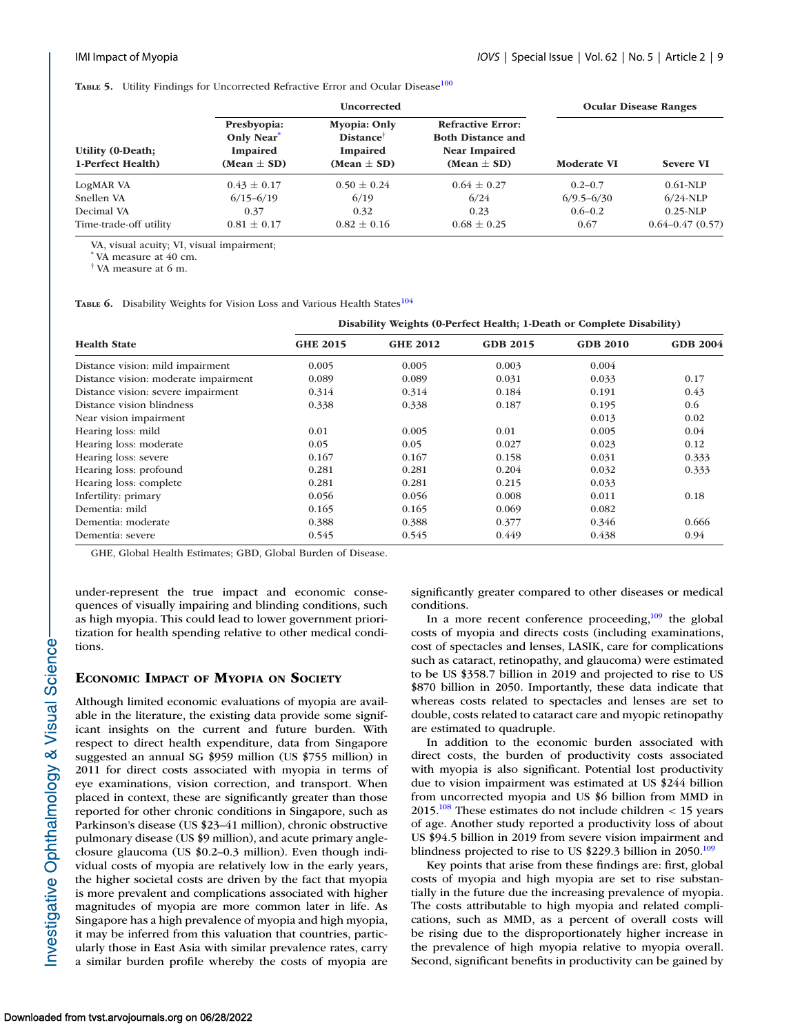**Table 5.** Utility Findings for Uncorrected Refractive Error and Ocular Disease[100]

| | Uncorrected | | | Ocular Disease Ranges | |
|---|---|---|---|---|---|
| Utility (0-Death; 1-Perfect Health) | Presbyopia: Only Near* Impaired (Mean ± SD) | Myopia: Only Distance† Impaired (Mean ± SD) | Refractive Error: Both Distance and Near Impaired (Mean ± SD) | Moderate VI | Severe VI |
| LogMAR VA | 0.43 ± 0.17 | 0.50 ± 0.24 | 0.64 ± 0.27 | 0.2–0.7 | 0.61-NLP |
| Snellen VA | 6/15–6/19 | 6/19 | 6/24 | 6/9.5–6/30 | 6/24-NLP |
| Decimal VA | 0.37 | 0.32 | 0.23 | 0.6–0.2 | 0.25-NLP |
| Time-trade-off utility | 0.81 ± 0.17 | 0.82 ± 0.16 | 0.68 ± 0.25 | 0.67 | 0.64–0.47 (0.57) |

VA, visual acuity; VI, visual impairment;
* VA measure at 40 cm.
† VA measure at 6 m.

**Table 6.** Disability Weights for Vision Loss and Various Health States[104]

| | Disability Weights (0-Perfect Health; 1-Death or Complete Disability) | | | | |
|---|---|---|---|---|---|
| Health State | GHE 2015 | GHE 2012 | GDB 2015 | GDB 2010 | GDB 2004 |
| Distance vision: mild impairment | 0.005 | 0.005 | 0.003 | 0.004 | |
| Distance vision: moderate impairment | 0.089 | 0.089 | 0.031 | 0.033 | 0.17 |
| Distance vision: severe impairment | 0.314 | 0.314 | 0.184 | 0.191 | 0.43 |
| Distance vision blindness | 0.338 | 0.338 | 0.187 | 0.195 | 0.6 |
| Near vision impairment | | | | 0.013 | 0.02 |
| Hearing loss: mild | 0.01 | 0.005 | 0.01 | 0.005 | 0.04 |
| Hearing loss: moderate | 0.05 | 0.05 | 0.027 | 0.023 | 0.12 |
| Hearing loss: severe | 0.167 | 0.167 | 0.158 | 0.031 | 0.333 |
| Hearing loss: profound | 0.281 | 0.281 | 0.204 | 0.032 | 0.333 |
| Hearing loss: complete | 0.281 | 0.281 | 0.215 | 0.033 | |
| Infertility: primary | 0.056 | 0.056 | 0.008 | 0.011 | 0.18 |
| Dementia: mild | 0.165 | 0.165 | 0.069 | 0.082 | |
| Dementia: moderate | 0.388 | 0.388 | 0.377 | 0.346 | 0.666 |
| Dementia: severe | 0.545 | 0.545 | 0.449 | 0.438 | 0.94 |

GHE, Global Health Estimates; GBD, Global Burden of Disease.

under-represent the true impact and economic consequences of visually impairing and blinding conditions, such as high myopia. This could lead to lower government prioritization for health spending relative to other medical conditions.

## Economic Impact of Myopia on Society

Although limited economic evaluations of myopia are available in the literature, the existing data provide some significant insights on the current and future burden. With respect to direct health expenditure, data from Singapore suggested an annual SG $959 million (US $755 million) in 2011 for direct costs associated with myopia in terms of eye examinations, vision correction, and transport. When placed in context, these are significantly greater than those reported for other chronic conditions in Singapore, such as Parkinson's disease (US $23–41 million), chronic obstructive pulmonary disease (US $9 million), and acute primary angle-closure glaucoma (US $0.2–0.3 million). Even though individual costs of myopia are relatively low in the early years, the higher societal costs are driven by the fact that myopia is more prevalent and complications associated with higher magnitudes of myopia are more common later in life. As Singapore has a high prevalence of myopia and high myopia, it may be inferred from this valuation that countries, particularly those in East Asia with similar prevalence rates, carry a similar burden profile whereby the costs of myopia are significantly greater compared to other diseases or medical conditions.

In a more recent conference proceeding,[109] the global costs of myopia and directs costs (including examinations, cost of spectacles and lenses, LASIK, care for complications such as cataract, retinopathy, and glaucoma) were estimated to be US $358.7 billion in 2019 and projected to rise to US $870 billion in 2050. Importantly, these data indicate that whereas costs related to spectacles and lenses are set to double, costs related to cataract care and myopic retinopathy are estimated to quadruple.

In addition to the economic burden associated with direct costs, the burden of productivity costs associated with myopia is also significant. Potential lost productivity due to vision impairment was estimated at US $244 billion from uncorrected myopia and US $6 billion from MMD in 2015.[108] These estimates do not include children < 15 years of age. Another study reported a productivity loss of about US $94.5 billion in 2019 from severe vision impairment and blindness projected to rise to US $229.3 billion in 2050.[109]

Key points that arise from these findings are: first, global costs of myopia and high myopia are set to rise substantially in the future due the increasing prevalence of myopia. The costs attributable to high myopia and related complications, such as MMD, as a percent of overall costs will be rising due to the disproportionately higher increase in the prevalence of high myopia relative to myopia overall. Second, significant benefits in productivity can be gained by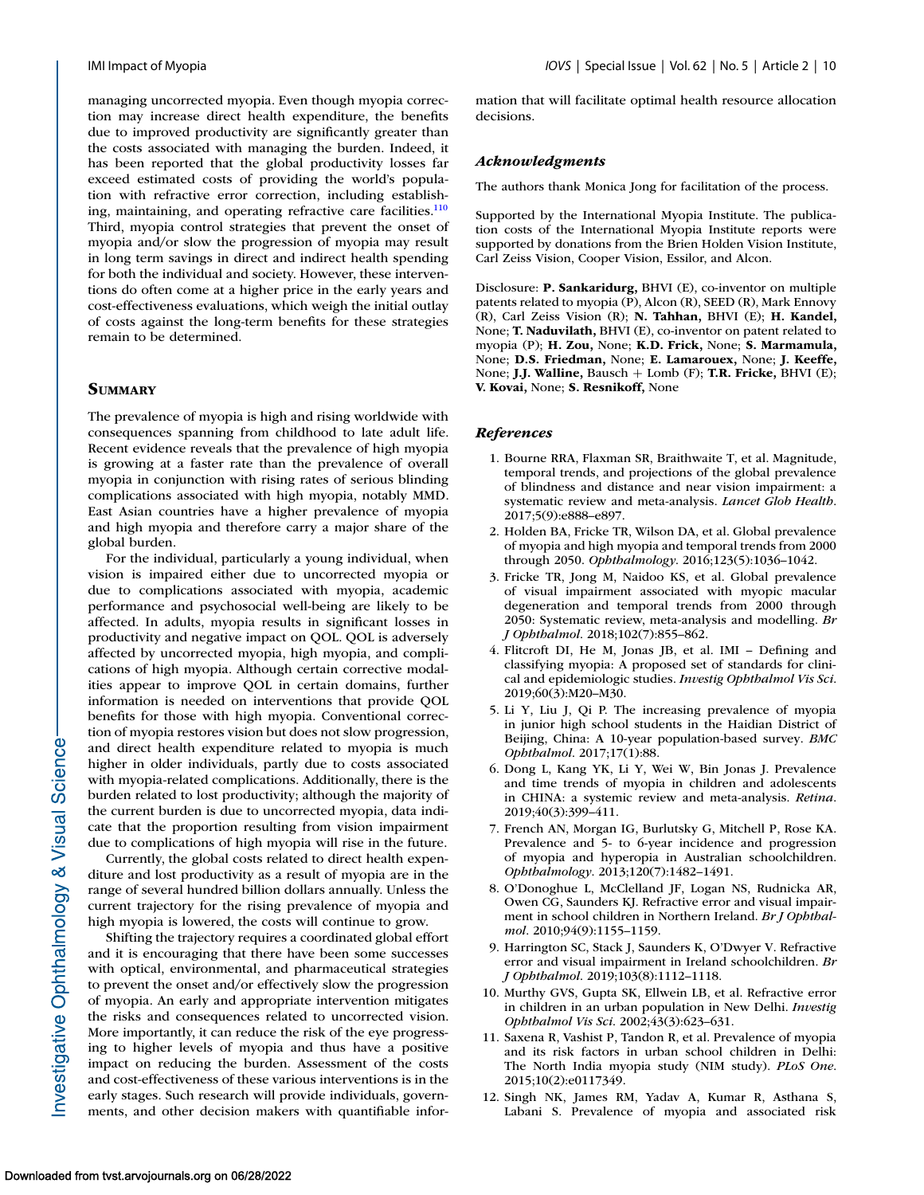managing uncorrected myopia. Even though myopia correction may increase direct health expenditure, the benefits due to improved productivity are significantly greater than the costs associated with managing the burden. Indeed, it has been reported that the global productivity losses far exceed estimated costs of providing the world's population with refractive error correction, including establishing, maintaining, and operating refractive care facilities.[110] Third, myopia control strategies that prevent the onset of myopia and/or slow the progression of myopia may result in long term savings in direct and indirect health spending for both the individual and society. However, these interventions do often come at a higher price in the early years and cost-effectiveness evaluations, which weigh the initial outlay of costs against the long-term benefits for these strategies remain to be determined.

## Summary

The prevalence of myopia is high and rising worldwide with consequences spanning from childhood to late adult life. Recent evidence reveals that the prevalence of high myopia is growing at a faster rate than the prevalence of overall myopia in conjunction with rising rates of serious blinding complications associated with high myopia, notably MMD. East Asian countries have a higher prevalence of myopia and high myopia and therefore carry a major share of the global burden.

For the individual, particularly a young individual, when vision is impaired either due to uncorrected myopia or due to complications associated with myopia, academic performance and psychosocial well-being are likely to be affected. In adults, myopia results in significant losses in productivity and negative impact on QOL. QOL is adversely affected by uncorrected myopia, high myopia, and complications of high myopia. Although certain corrective modalities appear to improve QOL in certain domains, further information is needed on interventions that provide QOL benefits for those with high myopia. Conventional correction of myopia restores vision but does not slow progression, and direct health expenditure related to myopia is much higher in older individuals, partly due to costs associated with myopia-related complications. Additionally, there is the burden related to lost productivity; although the majority of the current burden is due to uncorrected myopia, data indicate that the proportion resulting from vision impairment due to complications of high myopia will rise in the future.

Currently, the global costs related to direct health expenditure and lost productivity as a result of myopia are in the range of several hundred billion dollars annually. Unless the current trajectory for the rising prevalence of myopia and high myopia is lowered, the costs will continue to grow.

Shifting the trajectory requires a coordinated global effort and it is encouraging that there have been some successes with optical, environmental, and pharmaceutical strategies to prevent the onset and/or effectively slow the progression of myopia. An early and appropriate intervention mitigates the risks and consequences related to uncorrected vision. More importantly, it can reduce the risk of the eye progressing to higher levels of myopia and thus have a positive impact on reducing the burden. Assessment of the costs and cost-effectiveness of these various interventions is in the early stages. Such research will provide individuals, governments, and other decision makers with quantifiable information that will facilitate optimal health resource allocation decisions.

### *Acknowledgments*

The authors thank Monica Jong for facilitation of the process.

Supported by the International Myopia Institute. The publication costs of the International Myopia Institute reports were supported by donations from the Brien Holden Vision Institute, Carl Zeiss Vision, Cooper Vision, Essilor, and Alcon.

Disclosure: **P. Sankaridurg,** BHVI (E), co-inventor on multiple patents related to myopia (P), Alcon (R), SEED (R), Mark Ennovy (R), Carl Zeiss Vision (R); **N. Tahhan,** BHVI (E); **H. Kandel,** None; **T. Naduvilath,** BHVI (E), co-inventor on patent related to myopia (P); **H. Zou,** None; **K.D. Frick,** None; **S. Marmamula,** None; **D.S. Friedman,** None; **E. Lamarouex,** None; **J. Keeffe,** None; **J.J. Walline,** Bausch + Lomb (F); **T.R. Fricke,** BHVI (E); **V. Kovai,** None; **S. Resnikoff,** None

### *References*

1. Bourne RRA, Flaxman SR, Braithwaite T, et al. Magnitude, temporal trends, and projections of the global prevalence of blindness and distance and near vision impairment: a systematic review and meta-analysis. *Lancet Glob Health*. 2017;5(9):e888–e897.
2. Holden BA, Fricke TR, Wilson DA, et al. Global prevalence of myopia and high myopia and temporal trends from 2000 through 2050. *Ophthalmology*. 2016;123(5):1036–1042.
3. Fricke TR, Jong M, Naidoo KS, et al. Global prevalence of visual impairment associated with myopic macular degeneration and temporal trends from 2000 through 2050: Systematic review, meta-analysis and modelling. *Br J Ophthalmol*. 2018;102(7):855–862.
4. Flitcroft DI, He M, Jonas JB, et al. IMI – Defining and classifying myopia: A proposed set of standards for clinical and epidemiologic studies. *Investig Ophthalmol Vis Sci*. 2019;60(3):M20–M30.
5. Li Y, Liu J, Qi P. The increasing prevalence of myopia in junior high school students in the Haidian District of Beijing, China: A 10-year population-based survey. *BMC Ophthalmol*. 2017;17(1):88.
6. Dong L, Kang YK, Li Y, Wei W, Bin Jonas J. Prevalence and time trends of myopia in children and adolescents in CHINA: a systemic review and meta-analysis. *Retina*. 2019;40(3):399–411.
7. French AN, Morgan IG, Burlutsky G, Mitchell P, Rose KA. Prevalence and 5- to 6-year incidence and progression of myopia and hyperopia in Australian schoolchildren. *Ophthalmology*. 2013;120(7):1482–1491.
8. O'Donoghue L, McClelland JF, Logan NS, Rudnicka AR, Owen CG, Saunders KJ. Refractive error and visual impairment in school children in Northern Ireland. *Br J Ophthalmol*. 2010;94(9):1155–1159.
9. Harrington SC, Stack J, Saunders K, O'Dwyer V. Refractive error and visual impairment in Ireland schoolchildren. *Br J Ophthalmol*. 2019;103(8):1112–1118.
10. Murthy GVS, Gupta SK, Ellwein LB, et al. Refractive error in children in an urban population in New Delhi. *Investig Ophthalmol Vis Sci*. 2002;43(3):623–631.
11. Saxena R, Vashist P, Tandon R, et al. Prevalence of myopia and its risk factors in urban school children in Delhi: The North India myopia study (NIM study). *PLoS One*. 2015;10(2):e0117349.
12. Singh NK, James RM, Yadav A, Kumar R, Asthana S, Labani S. Prevalence of myopia and associated risk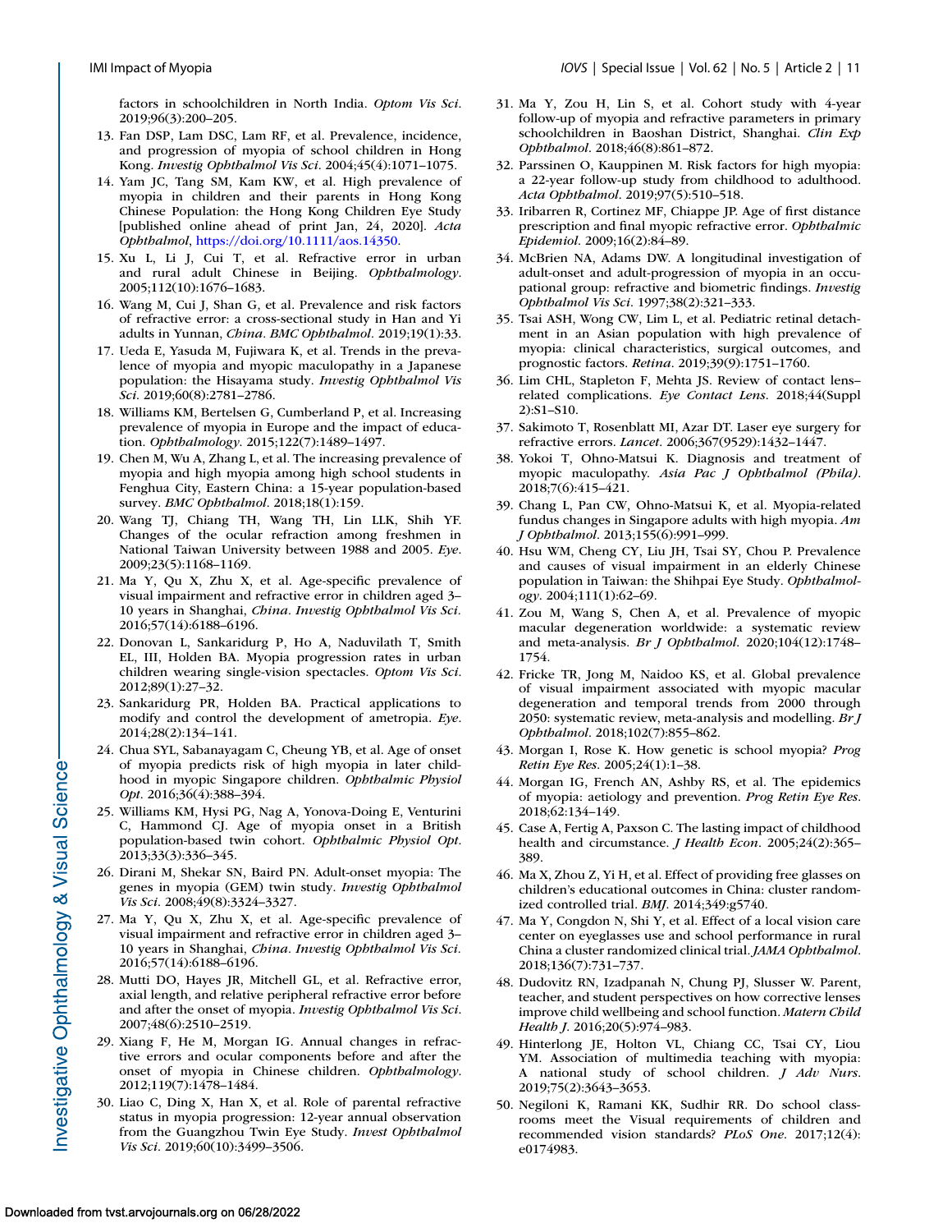factors in schoolchildren in North India. *Optom Vis Sci*. 2019;96(3):200–205.

13. Fan DSP, Lam DSC, Lam RF, et al. Prevalence, incidence, and progression of myopia of school children in Hong Kong. *Investig Ophthalmol Vis Sci*. 2004;45(4):1071–1075.
14. Yam JC, Tang SM, Kam KW, et al. High prevalence of myopia in children and their parents in Hong Kong Chinese Population: the Hong Kong Children Eye Study [published online ahead of print Jan, 24, 2020]. *Acta Ophthalmol*, https://doi.org/10.1111/aos.14350.
15. Xu L, Li J, Cui T, et al. Refractive error in urban and rural adult Chinese in Beijing. *Ophthalmology*. 2005;112(10):1676–1683.
16. Wang M, Cui J, Shan G, et al. Prevalence and risk factors of refractive error: a cross-sectional study in Han and Yi adults in Yunnan, *China*. *BMC Ophthalmol*. 2019;19(1):33.
17. Ueda E, Yasuda M, Fujiwara K, et al. Trends in the prevalence of myopia and myopic maculopathy in a Japanese population: the Hisayama study. *Investig Ophthalmol Vis Sci*. 2019;60(8):2781–2786.
18. Williams KM, Bertelsen G, Cumberland P, et al. Increasing prevalence of myopia in Europe and the impact of education. *Ophthalmology*. 2015;122(7):1489–1497.
19. Chen M, Wu A, Zhang L, et al. The increasing prevalence of myopia and high myopia among high school students in Fenghua City, Eastern China: a 15-year population-based survey. *BMC Ophthalmol*. 2018;18(1):159.
20. Wang TJ, Chiang TH, Wang TH, Lin LLK, Shih YF. Changes of the ocular refraction among freshmen in National Taiwan University between 1988 and 2005. *Eye*. 2009;23(5):1168–1169.
21. Ma Y, Qu X, Zhu X, et al. Age-specific prevalence of visual impairment and refractive error in children aged 3–10 years in Shanghai, *China*. *Investig Ophthalmol Vis Sci*. 2016;57(14):6188–6196.
22. Donovan L, Sankaridurg P, Ho A, Naduvilath T, Smith EL, III, Holden BA. Myopia progression rates in urban children wearing single-vision spectacles. *Optom Vis Sci*. 2012;89(1):27–32.
23. Sankaridurg PR, Holden BA. Practical applications to modify and control the development of ametropia. *Eye*. 2014;28(2):134–141.
24. Chua SYL, Sabanayagam C, Cheung YB, et al. Age of onset of myopia predicts risk of high myopia in later childhood in myopic Singapore children. *Ophthalmic Physiol Opt*. 2016;36(4):388–394.
25. Williams KM, Hysi PG, Nag A, Yonova-Doing E, Venturini C, Hammond CJ. Age of myopia onset in a British population-based twin cohort. *Ophthalmic Physiol Opt*. 2013;33(3):336–345.
26. Dirani M, Shekar SN, Baird PN. Adult-onset myopia: The genes in myopia (GEM) twin study. *Investig Ophthalmol Vis Sci*. 2008;49(8):3324–3327.
27. Ma Y, Qu X, Zhu X, et al. Age-specific prevalence of visual impairment and refractive error in children aged 3–10 years in Shanghai, *China*. *Investig Ophthalmol Vis Sci*. 2016;57(14):6188–6196.
28. Mutti DO, Hayes JR, Mitchell GL, et al. Refractive error, axial length, and relative peripheral refractive error before and after the onset of myopia. *Investig Ophthalmol Vis Sci*. 2007;48(6):2510–2519.
29. Xiang F, He M, Morgan IG. Annual changes in refractive errors and ocular components before and after the onset of myopia in Chinese children. *Ophthalmology*. 2012;119(7):1478–1484.
30. Liao C, Ding X, Han X, et al. Role of parental refractive status in myopia progression: 12-year annual observation from the Guangzhou Twin Eye Study. *Invest Ophthalmol Vis Sci*. 2019;60(10):3499–3506.
31. Ma Y, Zou H, Lin S, et al. Cohort study with 4-year follow-up of myopia and refractive parameters in primary schoolchildren in Baoshan District, Shanghai. *Clin Exp Ophthalmol*. 2018;46(8):861–872.
32. Parssinen O, Kauppinen M. Risk factors for high myopia: a 22-year follow-up study from childhood to adulthood. *Acta Ophthalmol*. 2019;97(5):510–518.
33. Iribarren R, Cortinez MF, Chiappe JP. Age of first distance prescription and final myopic refractive error. *Ophthalmic Epidemiol*. 2009;16(2):84–89.
34. McBrien NA, Adams DW. A longitudinal investigation of adult-onset and adult-progression of myopia in an occupational group: refractive and biometric findings. *Investig Ophthalmol Vis Sci*. 1997;38(2):321–333.
35. Tsai ASH, Wong CW, Lim L, et al. Pediatric retinal detachment in an Asian population with high prevalence of myopia: clinical characteristics, surgical outcomes, and prognostic factors. *Retina*. 2019;39(9):1751–1760.
36. Lim CHL, Stapleton F, Mehta JS. Review of contact lens–related complications. *Eye Contact Lens*. 2018;44(Suppl 2):S1–S10.
37. Sakimoto T, Rosenblatt MI, Azar DT. Laser eye surgery for refractive errors. *Lancet*. 2006;367(9529):1432–1447.
38. Yokoi T, Ohno-Matsui K. Diagnosis and treatment of myopic maculopathy. *Asia Pac J Ophthalmol (Phila)*. 2018;7(6):415–421.
39. Chang L, Pan CW, Ohno-Matsui K, et al. Myopia-related fundus changes in Singapore adults with high myopia. *Am J Ophthalmol*. 2013;155(6):991–999.
40. Hsu WM, Cheng CY, Liu JH, Tsai SY, Chou P. Prevalence and causes of visual impairment in an elderly Chinese population in Taiwan: the Shihpai Eye Study. *Ophthalmology*. 2004;111(1):62–69.
41. Zou M, Wang S, Chen A, et al. Prevalence of myopic macular degeneration worldwide: a systematic review and meta-analysis. *Br J Ophthalmol*. 2020;104(12):1748–1754.
42. Fricke TR, Jong M, Naidoo KS, et al. Global prevalence of visual impairment associated with myopic macular degeneration and temporal trends from 2000 through 2050: systematic review, meta-analysis and modelling. *Br J Ophthalmol*. 2018;102(7):855–862.
43. Morgan I, Rose K. How genetic is school myopia? *Prog Retin Eye Res*. 2005;24(1):1–38.
44. Morgan IG, French AN, Ashby RS, et al. The epidemics of myopia: aetiology and prevention. *Prog Retin Eye Res*. 2018;62:134–149.
45. Case A, Fertig A, Paxson C. The lasting impact of childhood health and circumstance. *J Health Econ*. 2005;24(2):365–389.
46. Ma X, Zhou Z, Yi H, et al. Effect of providing free glasses on children's educational outcomes in China: cluster randomized controlled trial. *BMJ*. 2014;349:g5740.
47. Ma Y, Congdon N, Shi Y, et al. Effect of a local vision care center on eyeglasses use and school performance in rural China a cluster randomized clinical trial. *JAMA Ophthalmol*. 2018;136(7):731–737.
48. Dudovitz RN, Izadpanah N, Chung PJ, Slusser W. Parent, teacher, and student perspectives on how corrective lenses improve child wellbeing and school function. *Matern Child Health J*. 2016;20(5):974–983.
49. Hinterlong JE, Holton VL, Chiang CC, Tsai CY, Liou YM. Association of multimedia teaching with myopia: A national study of school children. *J Adv Nurs*. 2019;75(2):3643–3653.
50. Negiloni K, Ramani KK, Sudhir RR. Do school classrooms meet the Visual requirements of children and recommended vision standards? *PLoS One*. 2017;12(4): e0174983.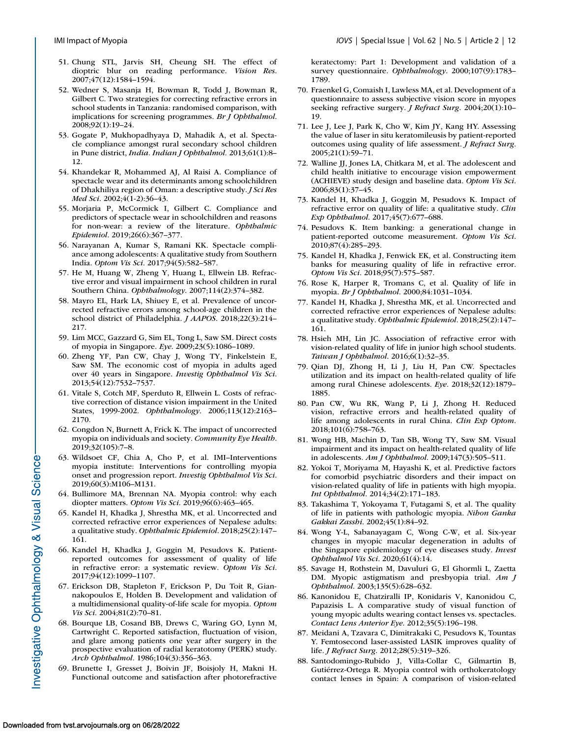51. Chung STL, Jarvis SH, Cheung SH. The effect of dioptric blur on reading performance. *Vision Res*. 2007;47(12):1584–1594.
52. Wedner S, Masanja H, Bowman R, Todd J, Bowman R, Gilbert C. Two strategies for correcting refractive errors in school students in Tanzania: randomised comparison, with implications for screening programmes. *Br J Ophthalmol*. 2008;92(1):19–24.
53. Gogate P, Mukhopadhyaya D, Mahadik A, et al. Spectacle compliance amongst rural secondary school children in Pune district, *India*. *Indian J Ophthalmol*. 2013;61(1):8–12.
54. Khandekar R, Mohammed AJ, Al Raisi A. Compliance of spectacle wear and its determinants among schoolchildren of Dhakhiliya region of Oman: a descriptive study. *J Sci Res Med Sci*. 2002;4(1-2):36–43.
55. Morjaria P, McCormick I, Gilbert C. Compliance and predictors of spectacle wear in schoolchildren and reasons for non-wear: a review of the literature. *Ophthalmic Epidemiol*. 2019;26(6):367–377.
56. Narayanan A, Kumar S, Ramani KK. Spectacle compliance among adolescents: A qualitative study from Southern India. *Optom Vis Sci*. 2017;94(5):582–587.
57. He M, Huang W, Zheng Y, Huang L, Ellwein LB. Refractive error and visual impairment in school children in rural Southern China. *Ophthalmology*. 2007;114(2):374–382.
58. Mayro EL, Hark LA, Shiuey E, et al. Prevalence of uncorrected refractive errors among school-age children in the school district of Philadelphia. *J AAPOS*. 2018;22(3):214–217.
59. Lim MCC, Gazzard G, Sim EL, Tong L, Saw SM. Direct costs of myopia in Singapore. *Eye*. 2009;23(5):1086–1089.
60. Zheng YF, Pan CW, Chay J, Wong TY, Finkelstein E, Saw SM. The economic cost of myopia in adults aged over 40 years in Singapore. *Investig Ophthalmol Vis Sci*. 2013;54(12):7532–7537.
61. Vitale S, Cotch MF, Sperduto R, Ellwein L. Costs of refractive correction of distance vision impairment in the United States, 1999-2002. *Ophthalmology*. 2006;113(12):2163–2170.
62. Congdon N, Burnett A, Frick K. The impact of uncorrected myopia on individuals and society. *Community Eye Health*. 2019;32(105):7–8.
63. Wildsoet CF, Chia A, Cho P, et al. IMI–Interventions myopia institute: Interventions for controlling myopia onset and progression report. *Investig Ophthalmol Vis Sci*. 2019;60(3):M106–M131.
64. Bullimore MA, Brennan NA. Myopia control: why each diopter matters. *Optom Vis Sci*. 2019;96(6):463–465.
65. Kandel H, Khadka J, Shrestha MK, et al. Uncorrected and corrected refractive error experiences of Nepalese adults: a qualitative study. *Ophthalmic Epidemiol*. 2018;25(2):147–161.
66. Kandel H, Khadka J, Goggin M, Pesudovs K. Patient-reported outcomes for assessment of quality of life in refractive error: a systematic review. *Optom Vis Sci*. 2017;94(12):1099–1107.
67. Erickson DB, Stapleton F, Erickson P, Du Toit R, Giannakopoulos E, Holden B. Development and validation of a multidimensional quality-of-life scale for myopia. *Optom Vis Sci*. 2004;81(2):70–81.
68. Bourque LB, Cosand BB, Drews C, Waring GO, Lynn M, Cartwright C. Reported satisfaction, fluctuation of vision, and glare among patients one year after surgery in the prospective evaluation of radial keratotomy (PERK) study. *Arch Ophthalmol*. 1986;104(3):356–363.
69. Brunette I, Gresset J, Boivin JF, Boisjoly H, Makni H. Functional outcome and satisfaction after photorefractive keratectomy: Part 1: Development and validation of a survey questionnaire. *Ophthalmology*. 2000;107(9):1783–1789.
70. Fraenkel G, Comaish I, Lawless MA, et al. Development of a questionnaire to assess subjective vision score in myopes seeking refractive surgery. *J Refract Surg*. 2004;20(1):10–19.
71. Lee J, Lee J, Park K, Cho W, Kim JY, Kang HY. Assessing the value of laser in situ keratomileusis by patient-reported outcomes using quality of life assessment. *J Refract Surg*. 2005;21(1):59–71.
72. Walline JJ, Jones LA, Chitkara M, et al. The adolescent and child health initiative to encourage vision empowerment (ACHIEVE) study design and baseline data. *Optom Vis Sci*. 2006;83(1):37–45.
73. Kandel H, Khadka J, Goggin M, Pesudovs K. Impact of refractive error on quality of life: a qualitative study. *Clin Exp Ophthalmol*. 2017;45(7):677–688.
74. Pesudovs K. Item banking: a generational change in patient-reported outcome measurement. *Optom Vis Sci*. 2010;87(4):285–293.
75. Kandel H, Khadka J, Fenwick EK, et al. Constructing item banks for measuring quality of life in refractive error. *Optom Vis Sci*. 2018;95(7):575–587.
76. Rose K, Harper R, Tromans C, et al. Quality of life in myopia. *Br J Ophthalmol*. 2000;84:1031–1034.
77. Kandel H, Khadka J, Shrestha MK, et al. Uncorrected and corrected refractive error experiences of Nepalese adults: a qualitative study. *Ophthalmic Epidemiol*. 2018;25(2):147–161.
78. Hsieh MH, Lin JC. Association of refractive error with vision-related quality of life in junior high school students. *Taiwan J Ophthalmol*. 2016;6(1):32–35.
79. Qian DJ, Zhong H, Li J, Liu H, Pan CW. Spectacles utilization and its impact on health-related quality of life among rural Chinese adolescents. *Eye*. 2018;32(12):1879–1885.
80. Pan CW, Wu RK, Wang P, Li J, Zhong H. Reduced vision, refractive errors and health-related quality of life among adolescents in rural China. *Clin Exp Optom*. 2018;101(6):758–763.
81. Wong HB, Machin D, Tan SB, Wong TY, Saw SM. Visual impairment and its impact on health-related quality of life in adolescents. *Am J Ophthalmol*. 2009;147(3):505–511.
82. Yokoi T, Moriyama M, Hayashi K, et al. Predictive factors for comorbid psychiatric disorders and their impact on vision-related quality of life in patients with high myopia. *Int Ophthalmol*. 2014;34(2):171–183.
83. Takashima T, Yokoyama T, Futagami S, et al. The quality of life in patients with pathologic myopia. *Nihon Ganka Gakkai Zasshi*. 2002;45(1):84–92.
84. Wong Y-L, Sabanayagam C, Wong C-W, et al. Six-year changes in myopic macular degeneration in adults of the Singapore epidemiology of eye diseases study. *Invest Ophthalmol Vis Sci*. 2020;61(4):14.
85. Savage H, Rothstein M, Davuluri G, El Ghormli L, Zaetta DM. Myopic astigmatism and presbyopia trial. *Am J Ophthalmol*. 2003;135(5):628–632.
86. Kanonidou E, Chatziralli IP, Konidaris V, Kanonidou C, Papazisis L. A comparative study of visual function of young myopic adults wearing contact lenses vs. spectacles. *Contact Lens Anterior Eye*. 2012;35(5):196–198.
87. Meidani A, Tzavara C, Dimitrakaki C, Pesudovs K, Tountas Y. Femtosecond laser-assisted LASIK improves quality of life. *J Refract Surg*. 2012;28(5):319–326.
88. Santodomingo-Rubido J, Villa-Collar C, Gilmartin B, Gutiérrez-Ortega R. Myopia control with orthokeratology contact lenses in Spain: A comparison of vision-related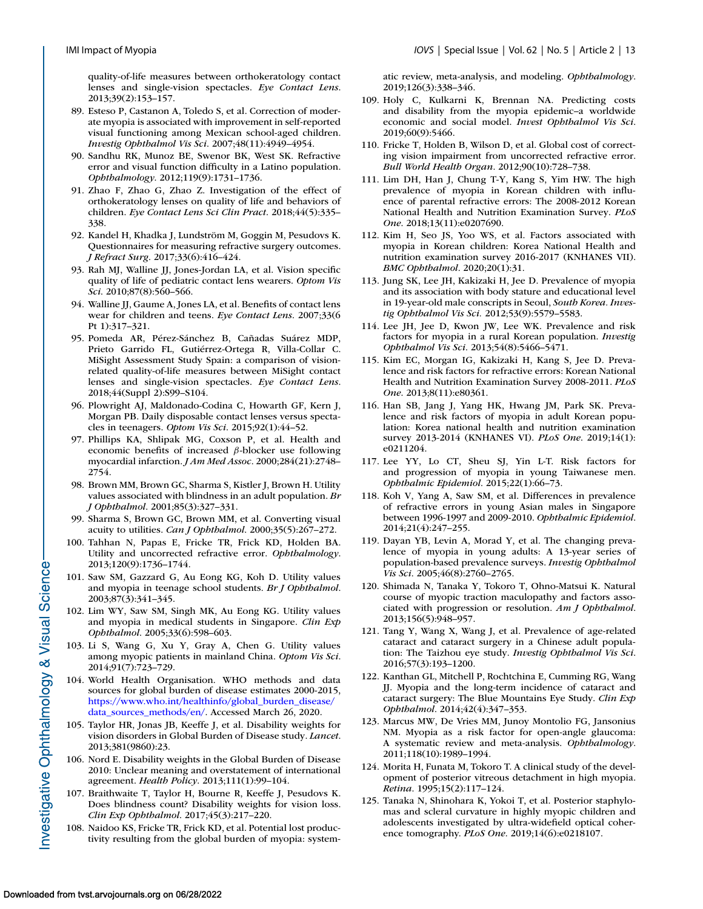quality-of-life measures between orthokeratology contact lenses and single-vision spectacles. *Eye Contact Lens*. 2013;39(2):153–157.

89. Esteso P, Castanon A, Toledo S, et al. Correction of moderate myopia is associated with improvement in self-reported visual functioning among Mexican school-aged children. *Investig Ophthalmol Vis Sci*. 2007;48(11):4949–4954.
90. Sandhu RK, Munoz BE, Swenor BK, West SK. Refractive error and visual function difficulty in a Latino population. *Ophthalmology*. 2012;119(9):1731–1736.
91. Zhao F, Zhao G, Zhao Z. Investigation of the effect of orthokeratology lenses on quality of life and behaviors of children. *Eye Contact Lens Sci Clin Pract*. 2018;44(5):335–338.
92. Kandel H, Khadka J, Lundström M, Goggin M, Pesudovs K. Questionnaires for measuring refractive surgery outcomes. *J Refract Surg*. 2017;33(6):416–424.
93. Rah MJ, Walline JJ, Jones-Jordan LA, et al. Vision specific quality of life of pediatric contact lens wearers. *Optom Vis Sci*. 2010;87(8):560–566.
94. Walline JJ, Gaume A, Jones LA, et al. Benefits of contact lens wear for children and teens. *Eye Contact Lens*. 2007;33(6 Pt 1):317–321.
95. Pomeda AR, Pérez-Sánchez B, Cañadas Suárez MDP, Prieto Garrido FL, Gutiérrez-Ortega R, Villa-Collar C. MiSight Assessment Study Spain: a comparison of vision-related quality-of-life measures between MiSight contact lenses and single-vision spectacles. *Eye Contact Lens*. 2018;44(Suppl 2):S99–S104.
96. Plowright AJ, Maldonado-Codina C, Howarth GF, Kern J, Morgan PB. Daily disposable contact lenses versus spectacles in teenagers. *Optom Vis Sci*. 2015;92(1):44–52.
97. Phillips KA, Shlipak MG, Coxson P, et al. Health and economic benefits of increased β-blocker use following myocardial infarction. *J Am Med Assoc*. 2000;284(21):2748–2754.
98. Brown MM, Brown GC, Sharma S, Kistler J, Brown H. Utility values associated with blindness in an adult population. *Br J Ophthalmol*. 2001;85(3):327–331.
99. Sharma S, Brown GC, Brown MM, et al. Converting visual acuity to utilities. *Can J Ophthalmol*. 2000;35(5):267–272.
100. Tahhan N, Papas E, Fricke TR, Frick KD, Holden BA. Utility and uncorrected refractive error. *Ophthalmology*. 2013;120(9):1736–1744.
101. Saw SM, Gazzard G, Au Eong KG, Koh D. Utility values and myopia in teenage school students. *Br J Ophthalmol*. 2003;87(3):341–345.
102. Lim WY, Saw SM, Singh MK, Au Eong KG. Utility values and myopia in medical students in Singapore. *Clin Exp Ophthalmol*. 2005;33(6):598–603.
103. Li S, Wang G, Xu Y, Gray A, Chen G. Utility values among myopic patients in mainland China. *Optom Vis Sci*. 2014;91(7):723–729.
104. World Health Organisation. WHO methods and data sources for global burden of disease estimates 2000-2015, https://www.who.int/healthinfo/global_burden_disease/data_sources_methods/en/. Accessed March 26, 2020.
105. Taylor HR, Jonas JB, Keeffe J, et al. Disability weights for vision disorders in Global Burden of Disease study. *Lancet*. 2013;381(9860):23.
106. Nord E. Disability weights in the Global Burden of Disease 2010: Unclear meaning and overstatement of international agreement. *Health Policy*. 2013;111(1):99–104.
107. Braithwaite T, Taylor H, Bourne R, Keeffe J, Pesudovs K. Does blindness count? Disability weights for vision loss. *Clin Exp Ophthalmol*. 2017;45(3):217–220.
108. Naidoo KS, Fricke TR, Frick KD, et al. Potential lost productivity resulting from the global burden of myopia: systematic review, meta-analysis, and modeling. *Ophthalmology*. 2019;126(3):338–346.
109. Holy C, Kulkarni K, Brennan NA. Predicting costs and disability from the myopia epidemic–a worldwide economic and social model. *Invest Ophthalmol Vis Sci*. 2019;60(9):5466.
110. Fricke T, Holden B, Wilson D, et al. Global cost of correcting vision impairment from uncorrected refractive error. *Bull World Health Organ*. 2012;90(10):728–738.
111. Lim DH, Han J, Chung T-Y, Kang S, Yim HW. The high prevalence of myopia in Korean children with influence of parental refractive errors: The 2008-2012 Korean National Health and Nutrition Examination Survey. *PLoS One*. 2018;13(11):e0207690.
112. Kim H, Seo JS, Yoo WS, et al. Factors associated with myopia in Korean children: Korea National Health and nutrition examination survey 2016-2017 (KNHANES VII). *BMC Ophthalmol*. 2020;20(1):31.
113. Jung SK, Lee JH, Kakizaki H, Jee D. Prevalence of myopia and its association with body stature and educational level in 19-year-old male conscripts in Seoul, *South Korea*. *Investig Ophthalmol Vis Sci*. 2012;53(9):5579–5583.
114. Lee JH, Jee D, Kwon JW, Lee WK. Prevalence and risk factors for myopia in a rural Korean population. *Investig Ophthalmol Vis Sci*. 2013;54(8):5466–5471.
115. Kim EC, Morgan IG, Kakizaki H, Kang S, Jee D. Prevalence and risk factors for refractive errors: Korean National Health and Nutrition Examination Survey 2008-2011. *PLoS One*. 2013;8(11):e80361.
116. Han SB, Jang J, Yang HK, Hwang JM, Park SK. Prevalence and risk factors of myopia in adult Korean population: Korea national health and nutrition examination survey 2013-2014 (KNHANES VI). *PLoS One*. 2019;14(1):e0211204.
117. Lee YY, Lo CT, Sheu SJ, Yin L-T. Risk factors for and progression of myopia in young Taiwanese men. *Ophthalmic Epidemiol*. 2015;22(1):66–73.
118. Koh V, Yang A, Saw SM, et al. Differences in prevalence of refractive errors in young Asian males in Singapore between 1996-1997 and 2009-2010. *Ophthalmic Epidemiol*. 2014;21(4):247–255.
119. Dayan YB, Levin A, Morad Y, et al. The changing prevalence of myopia in young adults: A 13-year series of population-based prevalence surveys. *Investig Ophthalmol Vis Sci*. 2005;46(8):2760–2765.
120. Shimada N, Tanaka Y, Tokoro T, Ohno-Matsui K. Natural course of myopic traction maculopathy and factors associated with progression or resolution. *Am J Ophthalmol*. 2013;156(5):948–957.
121. Tang Y, Wang X, Wang J, et al. Prevalence of age-related cataract and cataract surgery in a Chinese adult population: The Taizhou eye study. *Investig Ophthalmol Vis Sci*. 2016;57(3):193–1200.
122. Kanthan GL, Mitchell P, Rochtchina E, Cumming RG, Wang JJ. Myopia and the long-term incidence of cataract and cataract surgery: The Blue Mountains Eye Study. *Clin Exp Ophthalmol*. 2014;42(4):347–353.
123. Marcus MW, De Vries MM, Junoy Montolio FG, Jansonius NM. Myopia as a risk factor for open-angle glaucoma: A systematic review and meta-analysis. *Ophthalmology*. 2011;118(10):1989–1994.
124. Morita H, Funata M, Tokoro T. A clinical study of the development of posterior vitreous detachment in high myopia. *Retina*. 1995;15(2):117–124.
125. Tanaka N, Shinohara K, Yokoi T, et al. Posterior staphylomas and scleral curvature in highly myopic children and adolescents investigated by ultra-widefield optical coherence tomography. *PLoS One*. 2019;14(6):e0218107.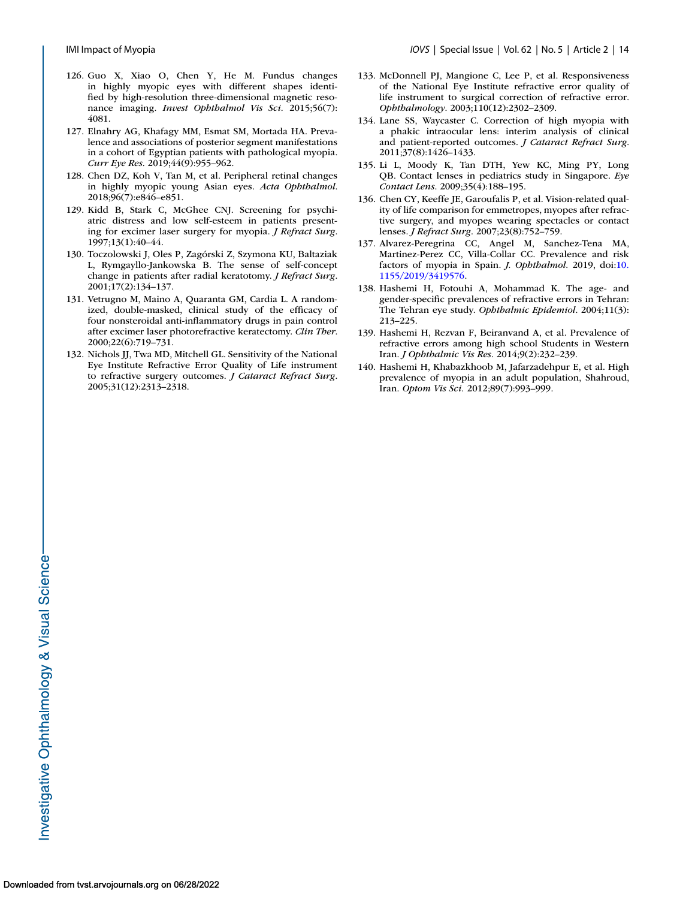126. Guo X, Xiao O, Chen Y, He M. Fundus changes in highly myopic eyes with different shapes identified by high-resolution three-dimensional magnetic resonance imaging. *Invest Ophthalmol Vis Sci*. 2015;56(7): 4081.
127. Elnahry AG, Khafagy MM, Esmat SM, Mortada HA. Prevalence and associations of posterior segment manifestations in a cohort of Egyptian patients with pathological myopia. *Curr Eye Res*. 2019;44(9):955–962.
128. Chen DZ, Koh V, Tan M, et al. Peripheral retinal changes in highly myopic young Asian eyes. *Acta Ophthalmol*. 2018;96(7):e846–e851.
129. Kidd B, Stark C, McGhee CNJ. Screening for psychiatric distress and low self-esteem in patients presenting for excimer laser surgery for myopia. *J Refract Surg*. 1997;13(1):40–44.
130. Toczolowski J, Oles P, Zagórski Z, Szymona KU, Baltaziak L, Rymgayllo-Jankowska B. The sense of self-concept change in patients after radial keratotomy. *J Refract Surg*. 2001;17(2):134–137.
131. Vetrugno M, Maino A, Quaranta GM, Cardia L. A randomized, double-masked, clinical study of the efficacy of four nonsteroidal anti-inflammatory drugs in pain control after excimer laser photorefractive keratectomy. *Clin Ther*. 2000;22(6):719–731.
132. Nichols JJ, Twa MD, Mitchell GL. Sensitivity of the National Eye Institute Refractive Error Quality of Life instrument to refractive surgery outcomes. *J Cataract Refract Surg*. 2005;31(12):2313–2318.
133. McDonnell PJ, Mangione C, Lee P, et al. Responsiveness of the National Eye Institute refractive error quality of life instrument to surgical correction of refractive error. *Ophthalmology*. 2003;110(12):2302–2309.
134. Lane SS, Waycaster C. Correction of high myopia with a phakic intraocular lens: interim analysis of clinical and patient-reported outcomes. *J Cataract Refract Surg*. 2011;37(8):1426–1433.
135. Li L, Moody K, Tan DTH, Yew KC, Ming PY, Long QB. Contact lenses in pediatrics study in Singapore. *Eye Contact Lens*. 2009;35(4):188–195.
136. Chen CY, Keeffe JE, Garoufalis P, et al. Vision-related quality of life comparison for emmetropes, myopes after refractive surgery, and myopes wearing spectacles or contact lenses. *J Refract Surg*. 2007;23(8):752–759.
137. Alvarez-Peregrina CC, Angel M, Sanchez-Tena MA, Martinez-Perez CC, Villa-Collar CC. Prevalence and risk factors of myopia in Spain. *J. Ophthalmol*. 2019, doi:10.1155/2019/3419576.
138. Hashemi H, Fotouhi A, Mohammad K. The age- and gender-specific prevalences of refractive errors in Tehran: The Tehran eye study. *Ophthalmic Epidemiol*. 2004;11(3): 213–225.
139. Hashemi H, Rezvan F, Beiranvand A, et al. Prevalence of refractive errors among high school Students in Western Iran. *J Ophthalmic Vis Res*. 2014;9(2):232–239.
140. Hashemi H, Khabazkhoob M, Jafarzadehpur E, et al. High prevalence of myopia in an adult population, Shahroud, Iran. *Optom Vis Sci*. 2012;89(7):993–999.